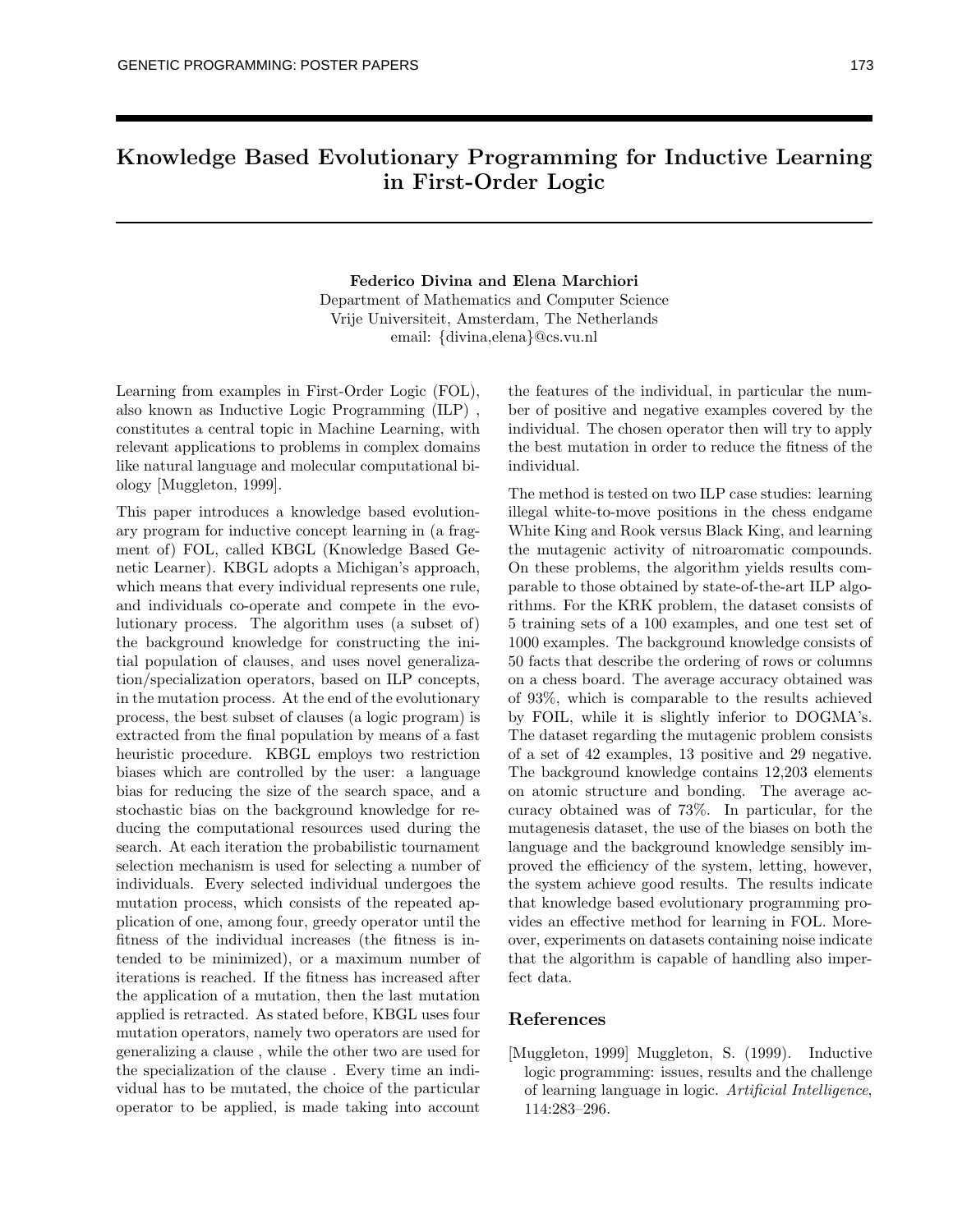# Knowledge Based Evolutionary Programming for Inductive Learning in First-Order Logic

**Federico Divina and Elena Marchiori**
Department of Mathematics and Computer Science
Vrije Universiteit, Amsterdam, The Netherlands
email: {divina,elena}@cs.vu.nl

Learning from examples in First-Order Logic (FOL), also known as Inductive Logic Programming (ILP) , constitutes a central topic in Machine Learning, with relevant applications to problems in complex domains like natural language and molecular computational biology [Muggleton, 1999].

This paper introduces a knowledge based evolutionary program for inductive concept learning in (a fragment of) FOL, called KBGL (Knowledge Based Genetic Learner). KBGL adopts a Michigan's approach, which means that every individual represents one rule, and individuals co-operate and compete in the evolutionary process. The algorithm uses (a subset of) the background knowledge for constructing the initial population of clauses, and uses novel generalization/specialization operators, based on ILP concepts, in the mutation process. At the end of the evolutionary process, the best subset of clauses (a logic program) is extracted from the final population by means of a fast heuristic procedure. KBGL employs two restriction biases which are controlled by the user: a language bias for reducing the size of the search space, and a stochastic bias on the background knowledge for reducing the computational resources used during the search. At each iteration the probabilistic tournament selection mechanism is used for selecting a number of individuals. Every selected individual undergoes the mutation process, which consists of the repeated application of one, among four, greedy operator until the fitness of the individual increases (the fitness is intended to be minimized), or a maximum number of iterations is reached. If the fitness has increased after the application of a mutation, then the last mutation applied is retracted. As stated before, KBGL uses four mutation operators, namely two operators are used for generalizing a clause , while the other two are used for the specialization of the clause . Every time an individual has to be mutated, the choice of the particular operator to be applied, is made taking into account the features of the individual, in particular the number of positive and negative examples covered by the individual. The chosen operator then will try to apply the best mutation in order to reduce the fitness of the individual.

The method is tested on two ILP case studies: learning illegal white-to-move positions in the chess endgame White King and Rook versus Black King, and learning the mutagenic activity of nitroaromatic compounds. On these problems, the algorithm yields results comparable to those obtained by state-of-the-art ILP algorithms. For the KRK problem, the dataset consists of 5 training sets of a 100 examples, and one test set of 1000 examples. The background knowledge consists of 50 facts that describe the ordering of rows or columns on a chess board. The average accuracy obtained was of 93%, which is comparable to the results achieved by FOIL, while it is slightly inferior to DOGMA's. The dataset regarding the mutagenic problem consists of a set of 42 examples, 13 positive and 29 negative. The background knowledge contains 12,203 elements on atomic structure and bonding. The average accuracy obtained was of 73%. In particular, for the mutagenesis dataset, the use of the biases on both the language and the background knowledge sensibly improved the efficiency of the system, letting, however, the system achieve good results. The results indicate that knowledge based evolutionary programming provides an effective method for learning in FOL. Moreover, experiments on datasets containing noise indicate that the algorithm is capable of handling also imperfect data.

## References

[Muggleton, 1999] Muggleton, S. (1999). Inductive logic programming: issues, results and the challenge of learning language in logic. *Artificial Intelligence*, 114:283–296.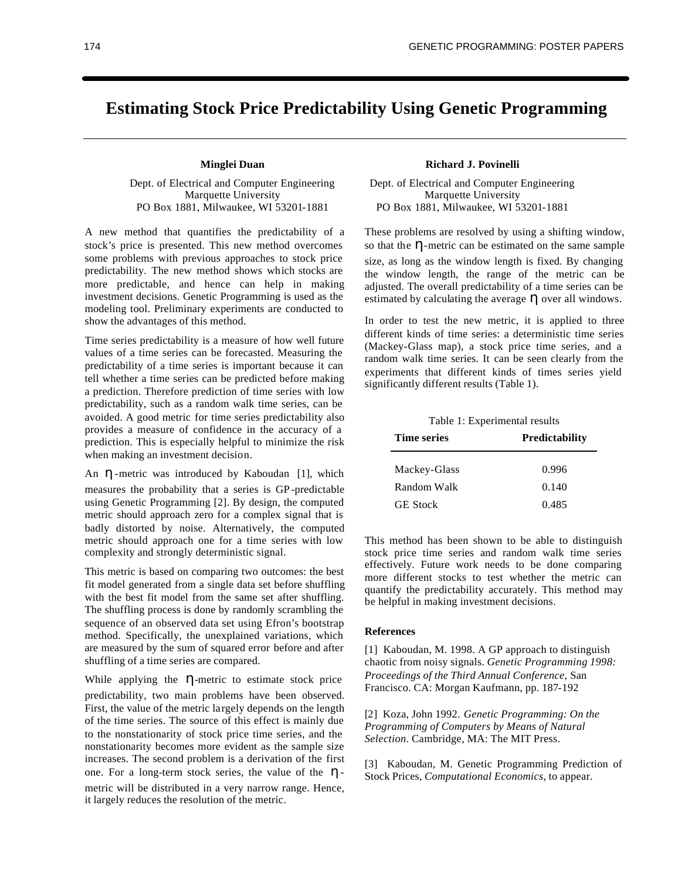# Estimating Stock Price Predictability Using Genetic Programming

**Minglei Duan**

Dept. of Electrical and Computer Engineering
Marquette University
PO Box 1881, Milwaukee, WI 53201-1881

**Richard J. Povinelli**

Dept. of Electrical and Computer Engineering
Marquette University
PO Box 1881, Milwaukee, WI 53201-1881

A new method that quantifies the predictability of a stock's price is presented. This new method overcomes some problems with previous approaches to stock price predictability. The new method shows which stocks are more predictable, and hence can help in making investment decisions. Genetic Programming is used as the modeling tool. Preliminary experiments are conducted to show the advantages of this method.

Time series predictability is a measure of how well future values of a time series can be forecasted. Measuring the predictability of a time series is important because it can tell whether a time series can be predicted before making a prediction. Therefore prediction of time series with low predictability, such as a random walk time series, can be avoided. A good metric for time series predictability also provides a measure of confidence in the accuracy of a prediction. This is especially helpful to minimize the risk when making an investment decision.

An $\eta$-metric was introduced by Kaboudan [1], which measures the probability that a series is GP-predictable using Genetic Programming [2]. By design, the computed metric should approach zero for a complex signal that is badly distorted by noise. Alternatively, the computed metric should approach one for a time series with low complexity and strongly deterministic signal.

This metric is based on comparing two outcomes: the best fit model generated from a single data set before shuffling with the best fit model from the same set after shuffling. The shuffling process is done by randomly scrambling the sequence of an observed data set using Efron's bootstrap method. Specifically, the unexplained variations, which are measured by the sum of squared error before and after shuffling of a time series are compared.

While applying the $\eta$-metric to estimate stock price predictability, two main problems have been observed. First, the value of the metric largely depends on the length of the time series. The source of this effect is mainly due to the nonstationarity of stock price time series, and the nonstationarity becomes more evident as the sample size increases. The second problem is a derivation of the first one. For a long-term stock series, the value of the $\eta$-metric will be distributed in a very narrow range. Hence, it largely reduces the resolution of the metric.

These problems are resolved by using a shifting window, so that the $\eta$-metric can be estimated on the same sample size, as long as the window length is fixed. By changing the window length, the range of the metric can be adjusted. The overall predictability of a time series can be estimated by calculating the average $\eta$ over all windows.

In order to test the new metric, it is applied to three different kinds of time series: a deterministic time series (Mackey-Glass map), a stock price time series, and a random walk time series. It can be seen clearly from the experiments that different kinds of times series yield significantly different results (Table 1).

Table 1: Experimental results

| Time series | Predictability |
|---|---|
| Mackey-Glass | 0.996 |
| Random Walk | 0.140 |
| GE Stock | 0.485 |

This method has been shown to be able to distinguish stock price time series and random walk time series effectively. Future work needs to be done comparing more different stocks to test whether the metric can quantify the predictability accurately. This method may be helpful in making investment decisions.

### References

[1] Kaboudan, M. 1998. A GP approach to distinguish chaotic from noisy signals. *Genetic Programming 1998: Proceedings of the Third Annual Conference*, San Francisco. CA: Morgan Kaufmann, pp. 187-192

[2] Koza, John 1992. *Genetic Programming: On the Programming of Computers by Means of Natural Selection*. Cambridge, MA: The MIT Press.

[3] Kaboudan, M. Genetic Programming Prediction of Stock Prices, *Computational Economics*, to appear.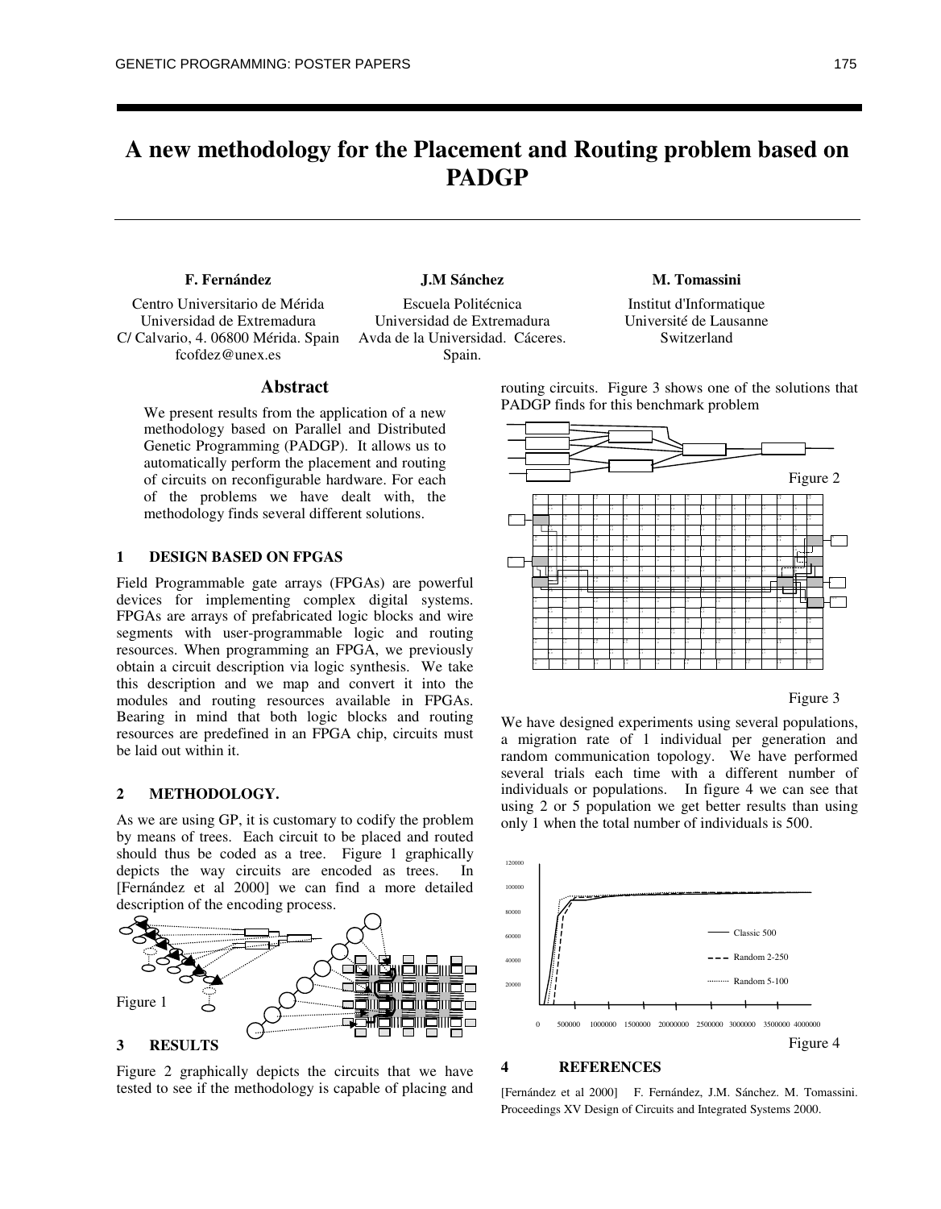# A new methodology for the Placement and Routing problem based on PADGP

**F. Fernández**

Centro Universitario de Mérida
Universidad de Extremadura
C/ Calvario, 4. 06800 Mérida. Spain
fcofdez@unex.es

**J.M Sánchez**

Escuela Politécnica
Universidad de Extremadura
Avda de la Universidad. Cáceres.
Spain.

**M. Tomassini**

Institut d'Informatique
Université de Lausanne
Switzerland

## Abstract

We present results from the application of a new methodology based on Parallel and Distributed Genetic Programming (PADGP). It allows us to automatically perform the placement and routing of circuits on reconfigurable hardware. For each of the problems we have dealt with, the methodology finds several different solutions.

## 1 DESIGN BASED ON FPGAS

Field Programmable gate arrays (FPGAs) are powerful devices for implementing complex digital systems. FPGAs are arrays of prefabricated logic blocks and wire segments with user-programmable logic and routing resources. When programming an FPGA, we previously obtain a circuit description via logic synthesis. We take this description and we map and convert it into the modules and routing resources available in FPGAs. Bearing in mind that both logic blocks and routing resources are predefined in an FPGA chip, circuits must be laid out within it.

## 2 METHODOLOGY.

As we are using GP, it is customary to codify the problem by means of trees. Each circuit to be placed and routed should thus be coded as a tree. Figure 1 graphically depicts the way circuits are encoded as trees. In [Fernández et al 2000] we can find a more detailed description of the encoding process.

Figure 1

## 3 RESULTS

Figure 2 graphically depicts the circuits that we have tested to see if the methodology is capable of placing and routing circuits. Figure 3 shows one of the solutions that PADGP finds for this benchmark problem

Figure 2

Figure 3

We have designed experiments using several populations, a migration rate of 1 individual per generation and random communication topology. We have performed several trials each time with a different number of individuals or populations. In figure 4 we can see that using 2 or 5 population we get better results than using only 1 when the total number of individuals is 500.

Figure 4

## 4 REFERENCES

[Fernández et al 2000] F. Fernández, J.M. Sánchez. M. Tomassini. Proceedings XV Design of Circuits and Integrated Systems 2000.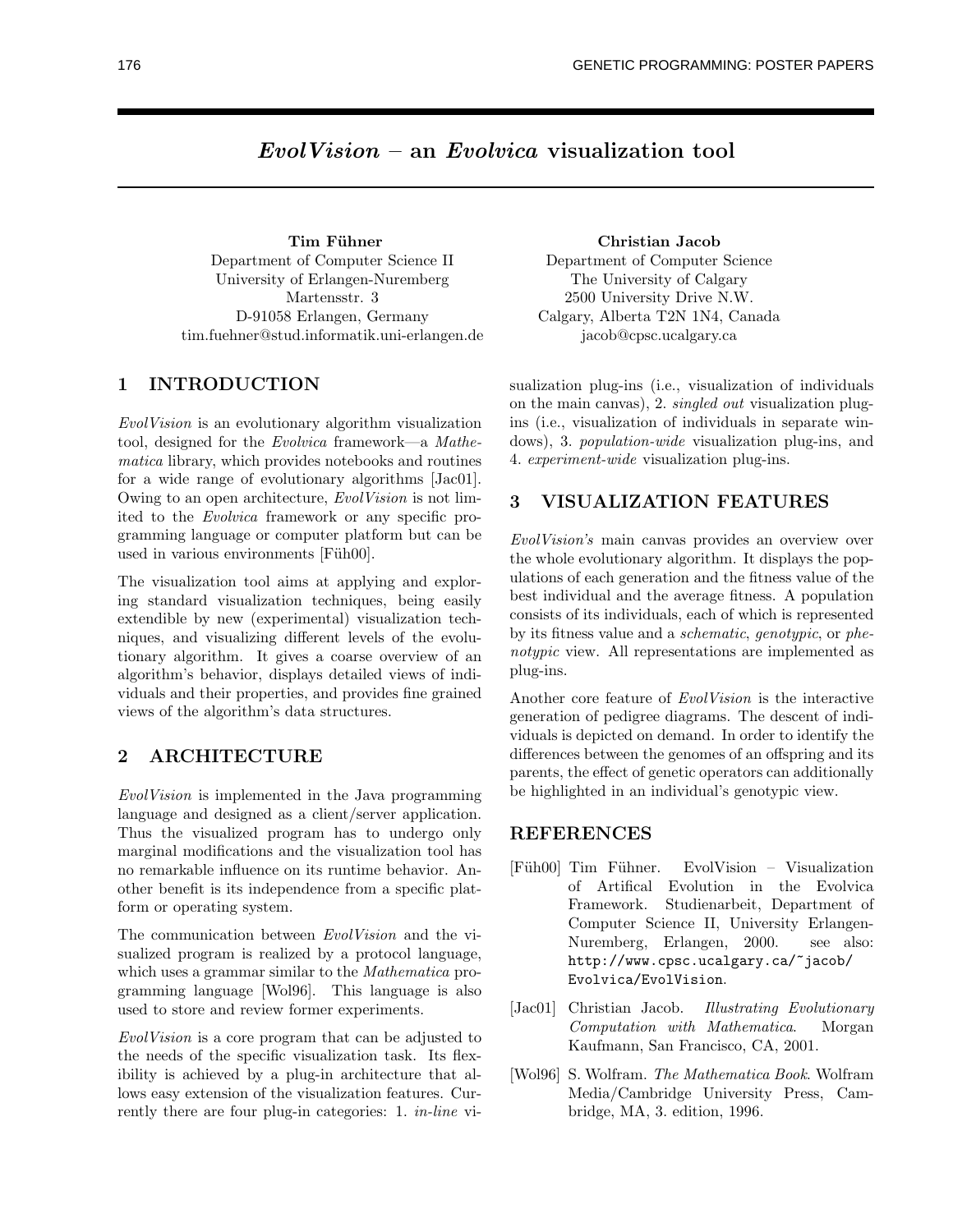# *EvolVision* – an *Evolvica* visualization tool

**Tim Fühner**
Department of Computer Science II
University of Erlangen-Nuremberg
Martensstr. 3
D-91058 Erlangen, Germany
tim.fuehner@stud.informatik.uni-erlangen.de

**Christian Jacob**
Department of Computer Science
The University of Calgary
2500 University Drive N.W.
Calgary, Alberta T2N 1N4, Canada
jacob@cpsc.ucalgary.ca

## 1 INTRODUCTION

*EvolVision* is an evolutionary algorithm visualization tool, designed for the *Evolvica* framework—a *Mathematica* library, which provides notebooks and routines for a wide range of evolutionary algorithms [Jac01]. Owing to an open architecture, *EvolVision* is not limited to the *Evolvica* framework or any specific programming language or computer platform but can be used in various environments [Füh00].

The visualization tool aims at applying and exploring standard visualization techniques, being easily extendible by new (experimental) visualization techniques, and visualizing different levels of the evolutionary algorithm. It gives a coarse overview of an algorithm's behavior, displays detailed views of individuals and their properties, and provides fine grained views of the algorithm's data structures.

## 2 ARCHITECTURE

*EvolVision* is implemented in the Java programming language and designed as a client/server application. Thus the visualized program has to undergo only marginal modifications and the visualization tool has no remarkable influence on its runtime behavior. Another benefit is its independence from a specific platform or operating system.

The communication between *EvolVision* and the visualized program is realized by a protocol language, which uses a grammar similar to the *Mathematica* programming language [Wol96]. This language is also used to store and review former experiments.

*EvolVision* is a core program that can be adjusted to the needs of the specific visualization task. Its flexibility is achieved by a plug-in architecture that allows easy extension of the visualization features. Currently there are four plug-in categories: 1. *in-line* visualization plug-ins (i.e., visualization of individuals on the main canvas), 2. *singled out* visualization plug-ins (i.e., visualization of individuals in separate windows), 3. *population-wide* visualization plug-ins, and 4. *experiment-wide* visualization plug-ins.

## 3 VISUALIZATION FEATURES

*EvolVision's* main canvas provides an overview over the whole evolutionary algorithm. It displays the populations of each generation and the fitness value of the best individual and the average fitness. A population consists of its individuals, each of which is represented by its fitness value and a *schematic*, *genotypic*, or *phenotypic* view. All representations are implemented as plug-ins.

Another core feature of *EvolVision* is the interactive generation of pedigree diagrams. The descent of individuals is depicted on demand. In order to identify the differences between the genomes of an offspring and its parents, the effect of genetic operators can additionally be highlighted in an individual's genotypic view.

## REFERENCES

[Füh00] Tim Fühner. EvolVision – Visualization of Artifical Evolution in the Evolvica Framework. Studienarbeit, Department of Computer Science II, University Erlangen-Nuremberg, Erlangen, 2000. see also: `http://www.cpsc.ucalgary.ca/~jacob/Evolvica/EvolVision`.

[Jac01] Christian Jacob. *Illustrating Evolutionary Computation with Mathematica*. Morgan Kaufmann, San Francisco, CA, 2001.

[Wol96] S. Wolfram. *The Mathematica Book*. Wolfram Media/Cambridge University Press, Cambridge, MA, 3. edition, 1996.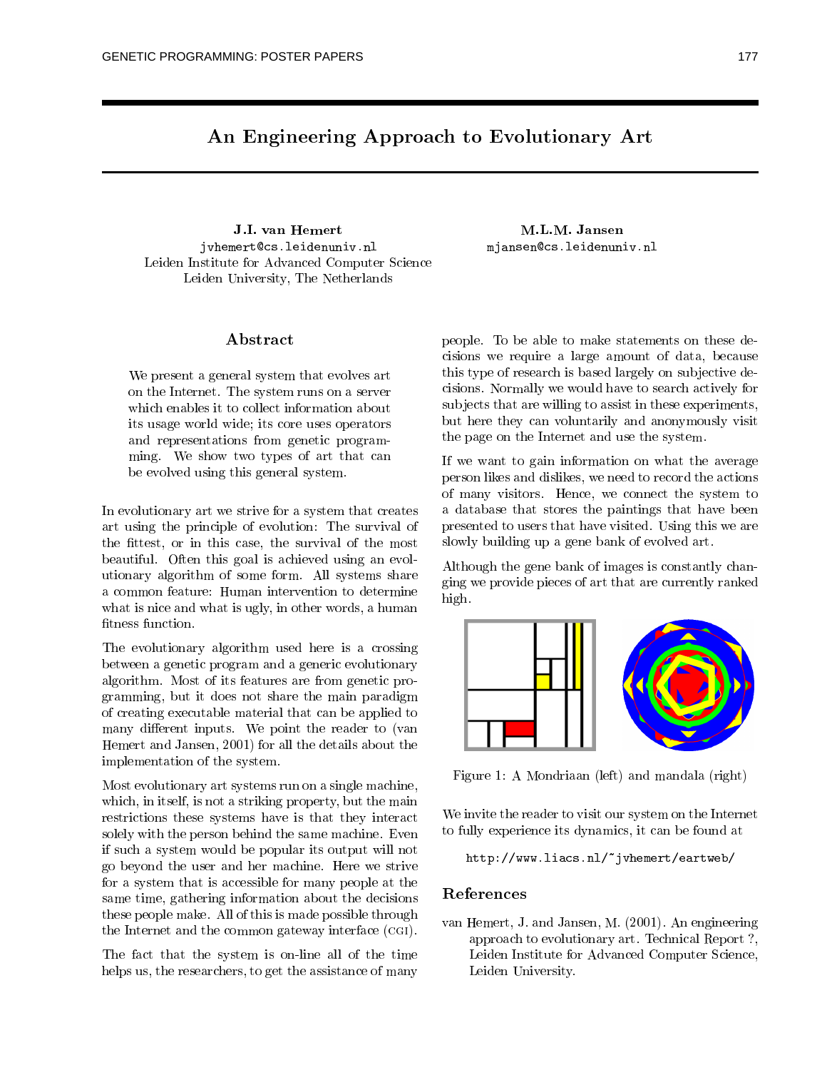# An Engineering Approach to Evolutionary Art

**J.I. van Hemert**
jvhemert@cs.leidenuniv.nl
Leiden Institute for Advanced Computer Science
Leiden University, The Netherlands

**M.L.M. Jansen**
mjansen@cs.leidenuniv.nl

## Abstract

We present a general system that evolves art on the Internet. The system runs on a server which enables it to collect information about its usage world wide; its core uses operators and representations from genetic programming. We show two types of art that can be evolved using this general system.

In evolutionary art we strive for a system that creates art using the principle of evolution: The survival of the fittest, or in this case, the survival of the most beautiful. Often this goal is achieved using an evolutionary algorithm of some form. All systems share a common feature: Human intervention to determine what is nice and what is ugly, in other words, a human fitness function.

The evolutionary algorithm used here is a crossing between a genetic program and a generic evolutionary algorithm. Most of its features are from genetic programming, but it does not share the main paradigm of creating executable material that can be applied to many different inputs. We point the reader to (van Hemert and Jansen, 2001) for all the details about the implementation of the system.

Most evolutionary art systems run on a single machine, which, in itself, is not a striking property, but the main restrictions these systems have is that they interact solely with the person behind the same machine. Even if such a system would be popular its output will not go beyond the user and her machine. Here we strive for a system that is accessible for many people at the same time, gathering information about the decisions these people make. All of this is made possible through the Internet and the common gateway interface (CGI).

The fact that the system is on-line all of the time helps us, the researchers, to get the assistance of many people. To be able to make statements on these decisions we require a large amount of data, because this type of research is based largely on subjective decisions. Normally we would have to search actively for subjects that are willing to assist in these experiments, but here they can voluntarily and anonymously visit the page on the Internet and use the system.

If we want to gain information on what the average person likes and dislikes, we need to record the actions of many visitors. Hence, we connect the system to a database that stores the paintings that have been presented to users that have visited. Using this we are slowly building up a gene bank of evolved art.

Although the gene bank of images is constantly changing we provide pieces of art that are currently ranked high.

Figure 1: A Mondriaan (left) and mandala (right)

We invite the reader to visit our system on the Internet to fully experience its dynamics, it can be found at

http://www.liacs.nl/~jvhemert/eartweb/

## References

van Hemert, J. and Jansen, M. (2001). An engineering approach to evolutionary art. Technical Report ?, Leiden Institute for Advanced Computer Science, Leiden University.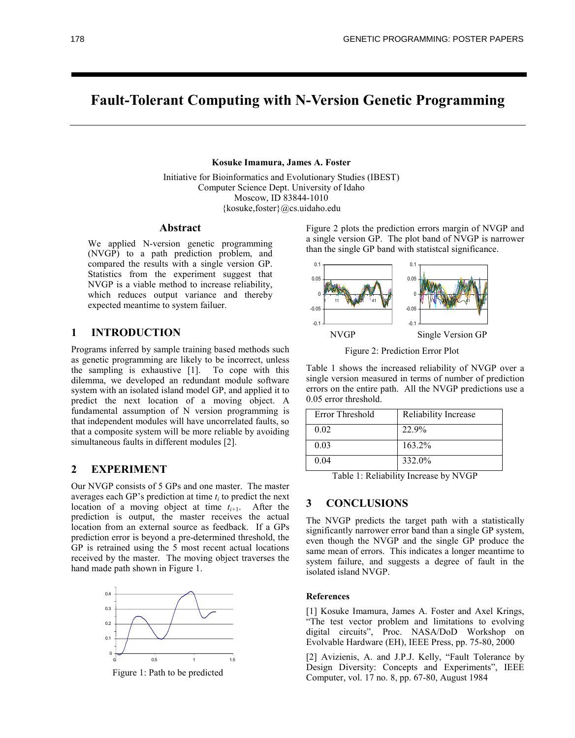# Fault-Tolerant Computing with N-Version Genetic Programming

**Kosuke Imamura, James A. Foster**

Initiative for Bioinformatics and Evolutionary Studies (IBEST)
Computer Science Dept. University of Idaho
Moscow, ID 83844-1010
{kosuke,foster}@cs.uidaho.edu

## Abstract

We applied N-version genetic programming (NVGP) to a path prediction problem, and compared the results with a single version GP. Statistics from the experiment suggest that NVGP is a viable method to increase reliability, which reduces output variance and thereby expected meantime to system failuer.

## 1 INTRODUCTION

Programs inferred by sample training based methods such as genetic programming are likely to be incorrect, unless the sampling is exhaustive [1]. To cope with this dilemma, we developed an redundant module software system with an isolated island model GP, and applied it to predict the next location of a moving object. A fundamental assumption of N version programming is that independent modules will have uncorrelated faults, so that a composite system will be more reliable by avoiding simultaneous faults in different modules [2].

## 2 EXPERIMENT

Our NVGP consists of 5 GPs and one master. The master averages each GP's prediction at time $t_i$ to predict the next location of a moving object at time $t_{i+1}$. After the prediction is output, the master receives the actual location from an external source as feedback. If a GPs prediction error is beyond a pre-determined threshold, the GP is retrained using the 5 most recent actual locations received by the master. The moving object traverses the hand made path shown in Figure 1.

Figure 1: Path to be predicted

Figure 2 plots the prediction errors margin of NVGP and a single version GP. The plot band of NVGP is narrower than the single GP band with statistcal significance.

Figure 2: Prediction Error Plot

Table 1 shows the increased reliability of NVGP over a single version measured in terms of number of prediction errors on the entire path. All the NVGP predictions use a 0.05 error threshold.

| Error Threshold | Reliability Increase |
|---|---|
| 0.02 | 22.9% |
| 0.03 | 163.2% |
| 0.04 | 332.0% |

Table 1: Reliability Increase by NVGP

## 3 CONCLUSIONS

The NVGP predicts the target path with a statistically significantly narrower error band than a single GP system, even though the NVGP and the single GP produce the same mean of errors. This indicates a longer meantime to system failure, and suggests a degree of fault in the isolated island NVGP.

### References

[1] Kosuke Imamura, James A. Foster and Axel Krings, "The test vector problem and limitations to evolving digital circuits", Proc. NASA/DoD Workshop on Evolvable Hardware (EH), IEEE Press, pp. 75-80, 2000

[2] Avizienis, A. and J.P.J. Kelly, "Fault Tolerance by Design Diversity: Concepts and Experiments", IEEE Computer, vol. 17 no. 8, pp. 67-80, August 1984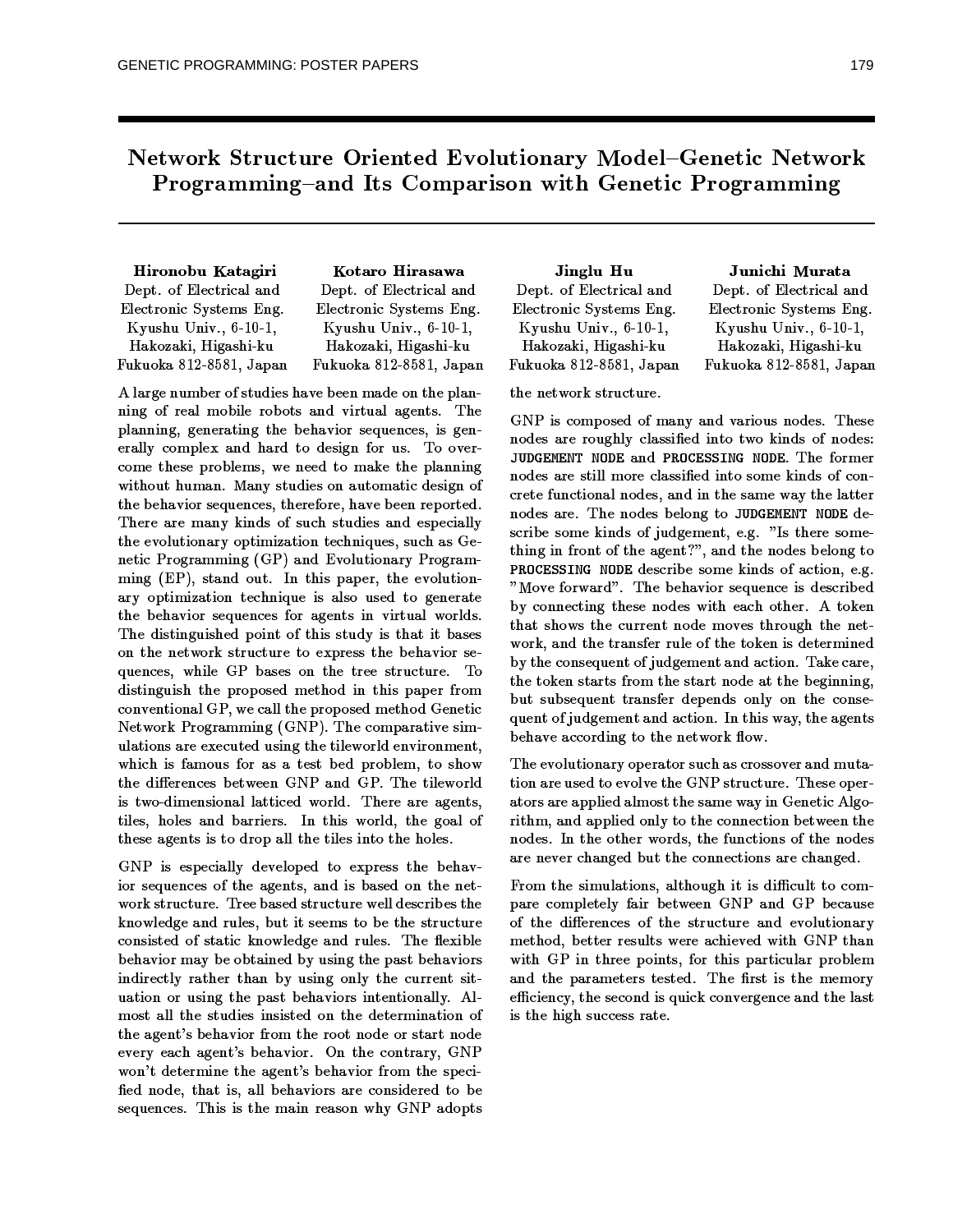# Network Structure Oriented Evolutionary Model–Genetic Network Programming–and Its Comparison with Genetic Programming

**Hironobu Katagiri**
Dept. of Electrical and Electronic Systems Eng.
Kyushu Univ., 6-10-1, Hakozaki, Higashi-ku
Fukuoka 812-8581, Japan

**Kotaro Hirasawa**
Dept. of Electrical and Electronic Systems Eng.
Kyushu Univ., 6-10-1, Hakozaki, Higashi-ku
Fukuoka 812-8581, Japan

**Jinglu Hu**
Dept. of Electrical and Electronic Systems Eng.
Kyushu Univ., 6-10-1, Hakozaki, Higashi-ku
Fukuoka 812-8581, Japan

**Junichi Murata**
Dept. of Electrical and Electronic Systems Eng.
Kyushu Univ., 6-10-1, Hakozaki, Higashi-ku
Fukuoka 812-8581, Japan

A large number of studies have been made on the planning of real mobile robots and virtual agents. The planning, generating the behavior sequences, is generally complex and hard to design for us. To overcome these problems, we need to make the planning without human. Many studies on automatic design of the behavior sequences, therefore, have been reported. There are many kinds of such studies and especially the evolutionary optimization techniques, such as Genetic Programming (GP) and Evolutionary Programming (EP), stand out. In this paper, the evolutionary optimization technique is also used to generate the behavior sequences for agents in virtual worlds. The distinguished point of this study is that it bases on the network structure to express the behavior sequences, while GP bases on the tree structure. To distinguish the proposed method in this paper from conventional GP, we call the proposed method Genetic Network Programming (GNP). The comparative simulations are executed using the tileworld environment, which is famous for as a test bed problem, to show the differences between GNP and GP. The tileworld is two-dimensional latticed world. There are agents, tiles, holes and barriers. In this world, the goal of these agents is to drop all the tiles into the holes.

GNP is especially developed to express the behavior sequences of the agents, and is based on the network structure. Tree based structure well describes the knowledge and rules, but it seems to be the structure consisted of static knowledge and rules. The flexible behavior may be obtained by using the past behaviors indirectly rather than by using only the current situation or using the past behaviors intentionally. Almost all the studies insisted on the determination of the agent's behavior from the root node or start node every each agent's behavior. On the contrary, GNP won't determine the agent's behavior from the specified node, that is, all behaviors are considered to be sequences. This is the main reason why GNP adopts the network structure.

GNP is composed of many and various nodes. These nodes are roughly classified into two kinds of nodes: `JUDGEMENT NODE` and `PROCESSING NODE`. The former nodes are still more classified into some kinds of concrete functional nodes, and in the same way the latter nodes are. The nodes belong to `JUDGEMENT NODE` describe some kinds of judgement, e.g. "Is there something in front of the agent?", and the nodes belong to `PROCESSING NODE` describe some kinds of action, e.g. "Move forward". The behavior sequence is described by connecting these nodes with each other. A token that shows the current node moves through the network, and the transfer rule of the token is determined by the consequent of judgement and action. Take care, the token starts from the start node at the beginning, but subsequent transfer depends only on the consequent of judgement and action. In this way, the agents behave according to the network flow.

The evolutionary operator such as crossover and mutation are used to evolve the GNP structure. These operators are applied almost the same way in Genetic Algorithm, and applied only to the connection between the nodes. In the other words, the functions of the nodes are never changed but the connections are changed.

From the simulations, although it is difficult to compare completely fair between GNP and GP because of the differences of the structure and evolutionary method, better results were achieved with GNP than with GP in three points, for this particular problem and the parameters tested. The first is the memory efficiency, the second is quick convergence and the last is the high success rate.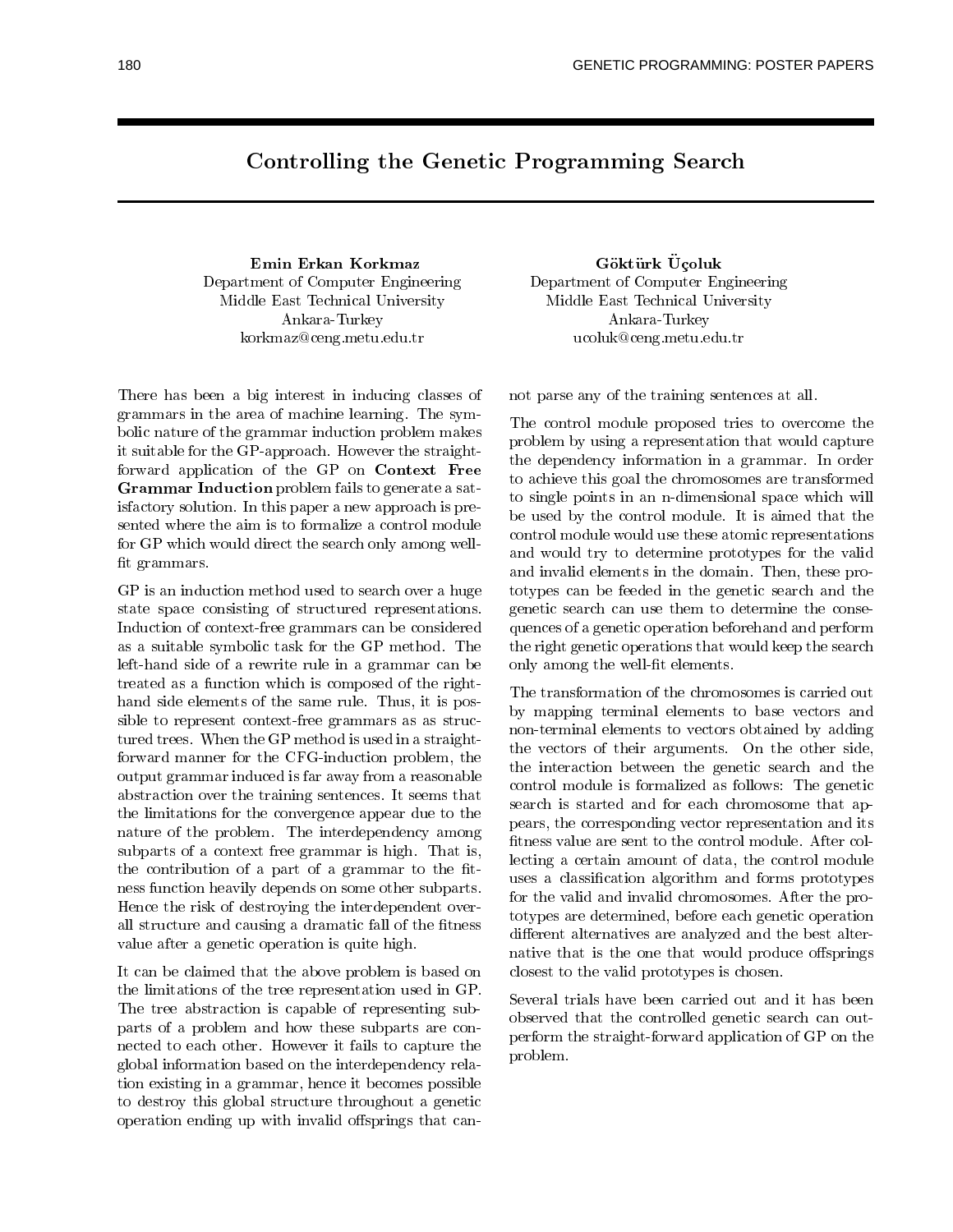# Controlling the Genetic Programming Search

**Emin Erkan Korkmaz**
Department of Computer Engineering
Middle East Technical University
Ankara-Turkey
korkmaz@ceng.metu.edu.tr

**Göktürk Üçoluk**
Department of Computer Engineering
Middle East Technical University
Ankara-Turkey
ucoluk@ceng.metu.edu.tr

There has been a big interest in inducing classes of grammars in the area of machine learning. The symbolic nature of the grammar induction problem makes it suitable for the GP-approach. However the straightforward application of the GP on **Context Free Grammar Induction** problem fails to generate a satisfactory solution. In this paper a new approach is presented where the aim is to formalize a control module for GP which would direct the search only among well-fit grammars.

GP is an induction method used to search over a huge state space consisting of structured representations. Induction of context-free grammars can be considered as a suitable symbolic task for the GP method. The left-hand side of a rewrite rule in a grammar can be treated as a function which is composed of the right-hand side elements of the same rule. Thus, it is possible to represent context-free grammars as as structured trees. When the GP method is used in a straightforward manner for the CFG-induction problem, the output grammar induced is far away from a reasonable abstraction over the training sentences. It seems that the limitations for the convergence appear due to the nature of the problem. The interdependency among subparts of a context free grammar is high. That is, the contribution of a part of a grammar to the fitness function heavily depends on some other subparts. Hence the risk of destroying the interdependent overall structure and causing a dramatic fall of the fitness value after a genetic operation is quite high.

It can be claimed that the above problem is based on the limitations of the tree representation used in GP. The tree abstraction is capable of representing subparts of a problem and how these subparts are connected to each other. However it fails to capture the global information based on the interdependency relation existing in a grammar, hence it becomes possible to destroy this global structure throughout a genetic operation ending up with invalid offsprings that cannot parse any of the training sentences at all.

The control module proposed tries to overcome the problem by using a representation that would capture the dependency information in a grammar. In order to achieve this goal the chromosomes are transformed to single points in an n-dimensional space which will be used by the control module. It is aimed that the control module would use these atomic representations and would try to determine prototypes for the valid and invalid elements in the domain. Then, these prototypes can be feeded in the genetic search and the genetic search can use them to determine the consequences of a genetic operation beforehand and perform the right genetic operations that would keep the search only among the well-fit elements.

The transformation of the chromosomes is carried out by mapping terminal elements to base vectors and non-terminal elements to vectors obtained by adding the vectors of their arguments. On the other side, the interaction between the genetic search and the control module is formalized as follows: The genetic search is started and for each chromosome that appears, the corresponding vector representation and its fitness value are sent to the control module. After collecting a certain amount of data, the control module uses a classification algorithm and forms prototypes for the valid and invalid chromosomes. After the prototypes are determined, before each genetic operation different alternatives are analyzed and the best alternative that is the one that would produce offsprings closest to the valid prototypes is chosen.

Several trials have been carried out and it has been observed that the controlled genetic search can outperform the straight-forward application of GP on the problem.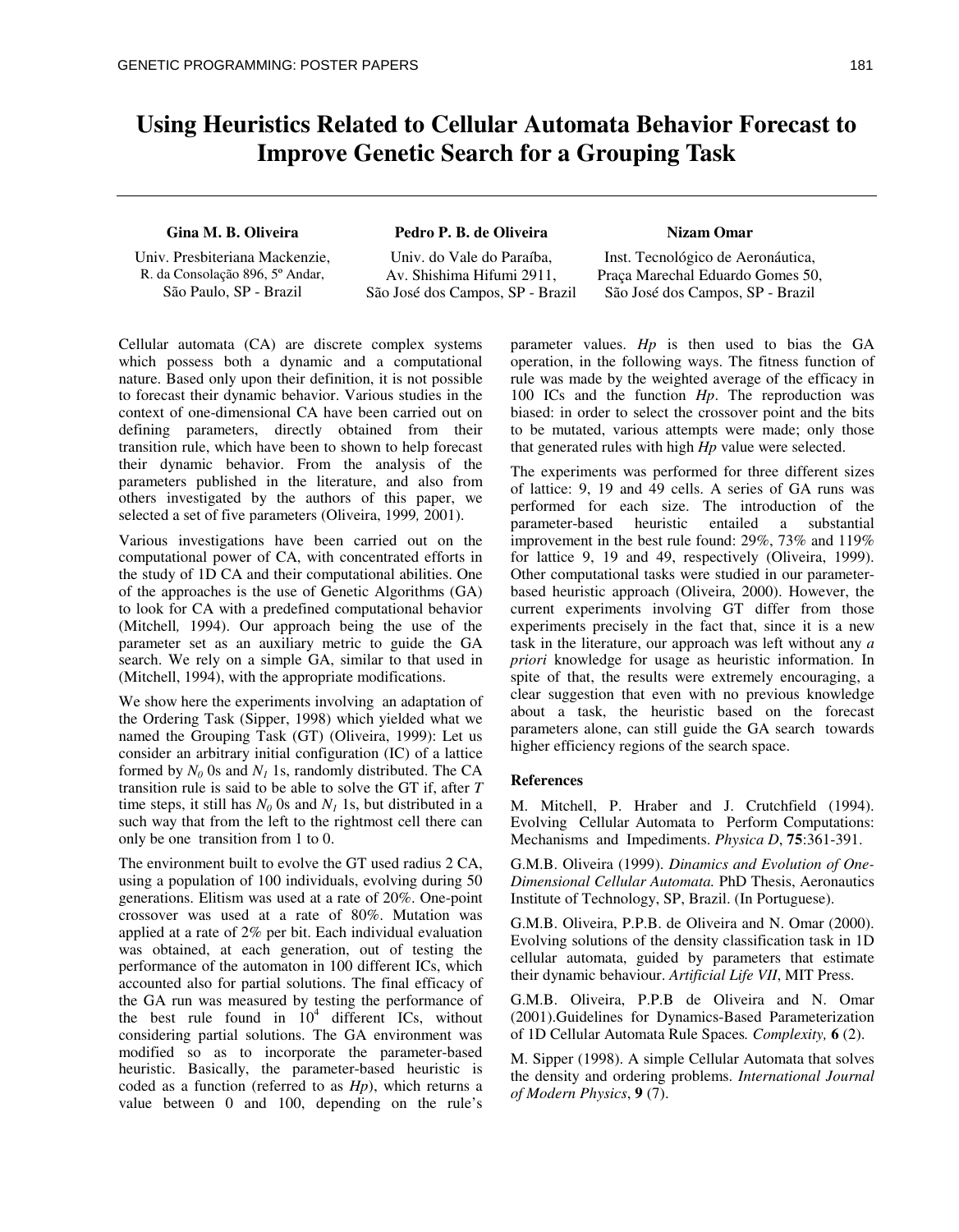# Using Heuristics Related to Cellular Automata Behavior Forecast to Improve Genetic Search for a Grouping Task

**Gina M. B. Oliveira**
Univ. Presbiteriana Mackenzie,
R. da Consolação 896, 5º Andar,
São Paulo, SP - Brazil

**Pedro P. B. de Oliveira**
Univ. do Vale do Paraíba,
Av. Shishima Hifumi 2911,
São José dos Campos, SP - Brazil

**Nizam Omar**
Inst. Tecnológico de Aeronáutica,
Praça Marechal Eduardo Gomes 50,
São José dos Campos, SP - Brazil

Cellular automata (CA) are discrete complex systems which possess both a dynamic and a computational nature. Based only upon their definition, it is not possible to forecast their dynamic behavior. Various studies in the context of one-dimensional CA have been carried out on defining parameters, directly obtained from their transition rule, which have been to shown to help forecast their dynamic behavior. From the analysis of the parameters published in the literature, and also from others investigated by the authors of this paper, we selected a set of five parameters (Oliveira, 1999*,* 2001).

Various investigations have been carried out on the computational power of CA, with concentrated efforts in the study of 1D CA and their computational abilities. One of the approaches is the use of Genetic Algorithms (GA) to look for CA with a predefined computational behavior (Mitchell*,* 1994). Our approach being the use of the parameter set as an auxiliary metric to guide the GA search. We rely on a simple GA, similar to that used in (Mitchell, 1994), with the appropriate modifications.

We show here the experiments involving an adaptation of the Ordering Task (Sipper, 1998) which yielded what we named the Grouping Task (GT) (Oliveira, 1999): Let us consider an arbitrary initial configuration (IC) of a lattice formed by $N_0$ 0s and $N_1$ 1s, randomly distributed. The CA transition rule is said to be able to solve the GT if, after $T$ time steps, it still has $N_0$ 0s and $N_1$ 1s, but distributed in a such way that from the left to the rightmost cell there can only be one transition from 1 to 0.

The environment built to evolve the GT used radius 2 CA, using a population of 100 individuals, evolving during 50 generations. Elitism was used at a rate of 20%. One-point crossover was used at a rate of 80%. Mutation was applied at a rate of 2% per bit. Each individual evaluation was obtained, at each generation, out of testing the performance of the automaton in 100 different ICs, which accounted also for partial solutions. The final efficacy of the GA run was measured by testing the performance of the best rule found in $10^4$ different ICs, without considering partial solutions. The GA environment was modified so as to incorporate the parameter-based heuristic. Basically, the parameter-based heuristic is coded as a function (referred to as *Hp*), which returns a value between 0 and 100, depending on the rule's parameter values. *Hp* is then used to bias the GA operation, in the following ways. The fitness function of rule was made by the weighted average of the efficacy in 100 ICs and the function *Hp*. The reproduction was biased: in order to select the crossover point and the bits to be mutated, various attempts were made; only those that generated rules with high *Hp* value were selected.

The experiments was performed for three different sizes of lattice: 9, 19 and 49 cells. A series of GA runs was performed for each size. The introduction of the parameter-based heuristic entailed a substantial improvement in the best rule found: 29%, 73% and 119% for lattice 9, 19 and 49, respectively (Oliveira, 1999). Other computational tasks were studied in our parameter-based heuristic approach (Oliveira, 2000). However, the current experiments involving GT differ from those experiments precisely in the fact that, since it is a new task in the literature, our approach was left without any *a priori* knowledge for usage as heuristic information. In spite of that, the results were extremely encouraging, a clear suggestion that even with no previous knowledge about a task, the heuristic based on the forecast parameters alone, can still guide the GA search towards higher efficiency regions of the search space.

### References

M. Mitchell, P. Hraber and J. Crutchfield (1994). Evolving Cellular Automata to Perform Computations: Mechanisms and Impediments. *Physica D*, **75**:361-391.

G.M.B. Oliveira (1999). *Dinamics and Evolution of One-Dimensional Cellular Automata.* PhD Thesis, Aeronautics Institute of Technology, SP, Brazil. (In Portuguese).

G.M.B. Oliveira, P.P.B. de Oliveira and N. Omar (2000). Evolving solutions of the density classification task in 1D cellular automata, guided by parameters that estimate their dynamic behaviour. *Artificial Life VII*, MIT Press.

G.M.B. Oliveira, P.P.B de Oliveira and N. Omar (2001).Guidelines for Dynamics-Based Parameterization of 1D Cellular Automata Rule Spaces*. Complexity,* **6** (2).

M. Sipper (1998). A simple Cellular Automata that solves the density and ordering problems. *International Journal of Modern Physics*, **9** (7).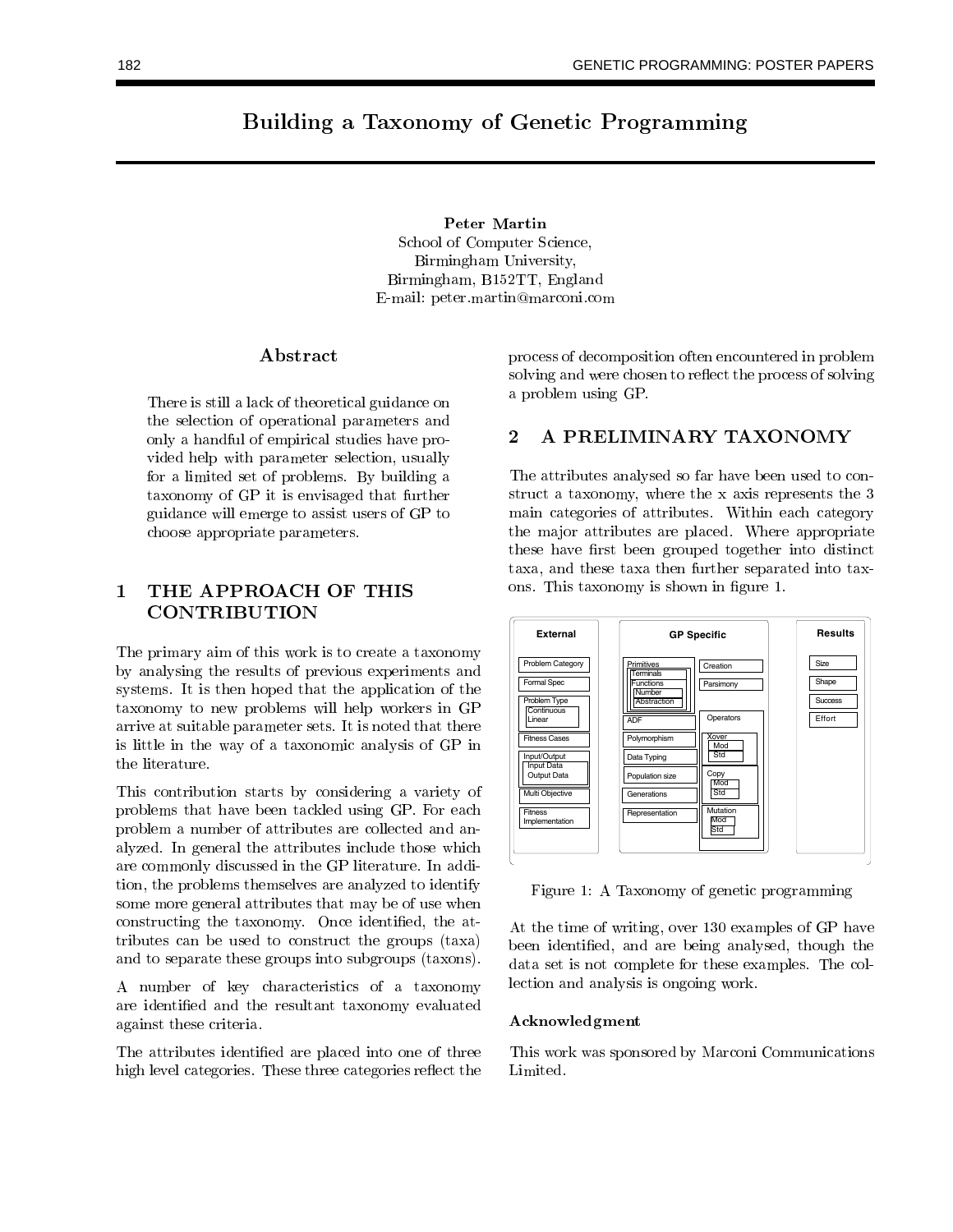# Building a Taxonomy of Genetic Programming

**Peter Martin**
School of Computer Science,
Birmingham University,
Birmingham, B152TT, England
E-mail: peter.martin@marconi.com

## Abstract

There is still a lack of theoretical guidance on the selection of operational parameters and only a handful of empirical studies have provided help with parameter selection, usually for a limited set of problems. By building a taxonomy of GP it is envisaged that further guidance will emerge to assist users of GP to choose appropriate parameters.

## 1 THE APPROACH OF THIS CONTRIBUTION

The primary aim of this work is to create a taxonomy by analysing the results of previous experiments and systems. It is then hoped that the application of the taxonomy to new problems will help workers in GP arrive at suitable parameter sets. It is noted that there is little in the way of a taxonomic analysis of GP in the literature.

This contribution starts by considering a variety of problems that have been tackled using GP. For each problem a number of attributes are collected and analyzed. In general the attributes include those which are commonly discussed in the GP literature. In addition, the problems themselves are analyzed to identify some more general attributes that may be of use when constructing the taxonomy. Once identified, the attributes can be used to construct the groups (taxa) and to separate these groups into subgroups (taxons).

A number of key characteristics of a taxonomy are identified and the resultant taxonomy evaluated against these criteria.

The attributes identified are placed into one of three high level categories. These three categories reflect the process of decomposition often encountered in problem solving and were chosen to reflect the process of solving a problem using GP.

## 2 A PRELIMINARY TAXONOMY

The attributes analysed so far have been used to construct a taxonomy, where the x axis represents the 3 main categories of attributes. Within each category the major attributes are placed. Where appropriate these have first been grouped together into distinct taxa, and these taxa then further separated into taxons. This taxonomy is shown in figure 1.

| External | GP Specific | | Results |
|---|---|---|---|
| Problem Category | Primitives (Terminals; Functions: Number, Abstraction) | Creation | Size |
| Formal Spec | ADF | Parsimony | Shape |
| Problem Type (Continuous, Linear) | Polymorphism | Operators: Xover (Mod, Std) | Success |
| Fitness Cases | Data Typing | Copy (Mod, Std) | Effort |
| Input/Output (Input Data, Output Data) | Population size | Mutation (Mod, Std) | |
| Multi Objective | Generations | | |
| Fitness Implementation | Representation | | |

Figure 1: A Taxonomy of genetic programming

At the time of writing, over 130 examples of GP have been identified, and are being analysed, though the data set is not complete for these examples. The collection and analysis is ongoing work.

### Acknowledgment

This work was sponsored by Marconi Communications Limited.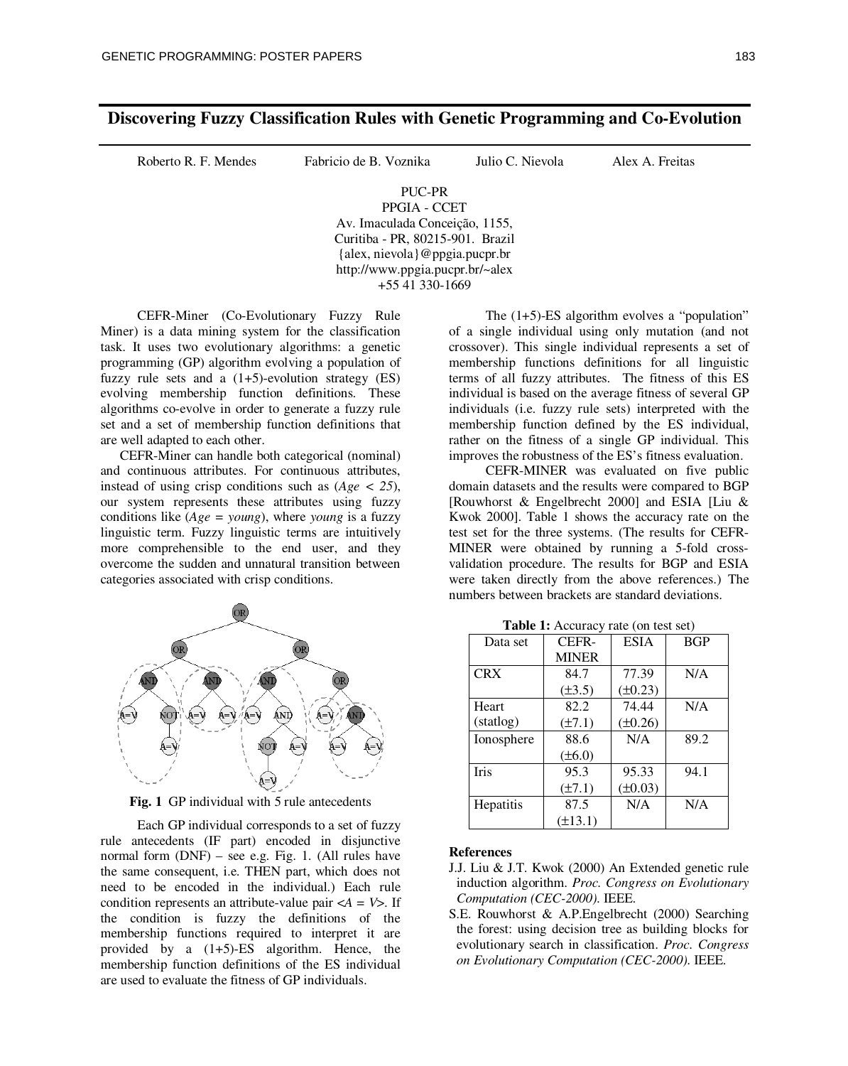# Discovering Fuzzy Classification Rules with Genetic Programming and Co-Evolution

Roberto R. F. Mendes    Fabricio de B. Voznika    Julio C. Nievola    Alex A. Freitas

PUC-PR
PPGIA - CCET
Av. Imaculada Conceição, 1155,
Curitiba - PR, 80215-901. Brazil
{alex, nievola}@ppgia.pucpr.br
http://www.ppgia.pucpr.br/~alex
+55 41 330-1669

CEFR-Miner (Co-Evolutionary Fuzzy Rule Miner) is a data mining system for the classification task. It uses two evolutionary algorithms: a genetic programming (GP) algorithm evolving a population of fuzzy rule sets and a (1+5)-evolution strategy (ES) evolving membership function definitions. These algorithms co-evolve in order to generate a fuzzy rule set and a set of membership function definitions that are well adapted to each other.

CEFR-Miner can handle both categorical (nominal) and continuous attributes. For continuous attributes, instead of using crisp conditions such as (*Age* < *25*), our system represents these attributes using fuzzy conditions like (*Age* = *young*), where *young* is a fuzzy linguistic term. Fuzzy linguistic terms are intuitively more comprehensible to the end user, and they overcome the sudden and unnatural transition between categories associated with crisp conditions.

**Fig. 1** GP individual with 5 rule antecedents

Each GP individual corresponds to a set of fuzzy rule antecedents (IF part) encoded in disjunctive normal form (DNF) – see e.g. Fig. 1. (All rules have the same consequent, i.e. THEN part, which does not need to be encoded in the individual.) Each rule condition represents an attribute-value pair <*A* = *V*>. If the condition is fuzzy the definitions of the membership functions required to interpret it are provided by a (1+5)-ES algorithm. Hence, the membership function definitions of the ES individual are used to evaluate the fitness of GP individuals.

The (1+5)-ES algorithm evolves a "population" of a single individual using only mutation (and not crossover). This single individual represents a set of membership functions definitions for all linguistic terms of all fuzzy attributes. The fitness of this ES individual is based on the average fitness of several GP individuals (i.e. fuzzy rule sets) interpreted with the membership function defined by the ES individual, rather on the fitness of a single GP individual. This improves the robustness of the ES's fitness evaluation.

CEFR-MINER was evaluated on five public domain datasets and the results were compared to BGP [Rouwhorst & Engelbrecht 2000] and ESIA [Liu & Kwok 2000]. Table 1 shows the accuracy rate on the test set for the three systems. (The results for CEFR-MINER were obtained by running a 5-fold cross-validation procedure. The results for BGP and ESIA were taken directly from the above references.) The numbers between brackets are standard deviations.

**Table 1:** Accuracy rate (on test set)

| Data set | CEFR-MINER | ESIA | BGP |
|---|---|---|---|
| CRX | 84.7 (±3.5) | 77.39 (±0.23) | N/A |
| Heart (statlog) | 82.2 (±7.1) | 74.44 (±0.26) | N/A |
| Ionosphere | 88.6 (±6.0) | N/A | 89.2 |
| Iris | 95.3 (±7.1) | 95.33 (±0.03) | 94.1 |
| Hepatitis | 87.5 (±13.1) | N/A | N/A |

**References**

J.J. Liu & J.T. Kwok (2000) An Extended genetic rule induction algorithm. *Proc. Congress on Evolutionary Computation (CEC-2000).* IEEE.

S.E. Rouwhorst & A.P.Engelbrecht (2000) Searching the forest: using decision tree as building blocks for evolutionary search in classification. *Proc. Congress on Evolutionary Computation (CEC-2000).* IEEE.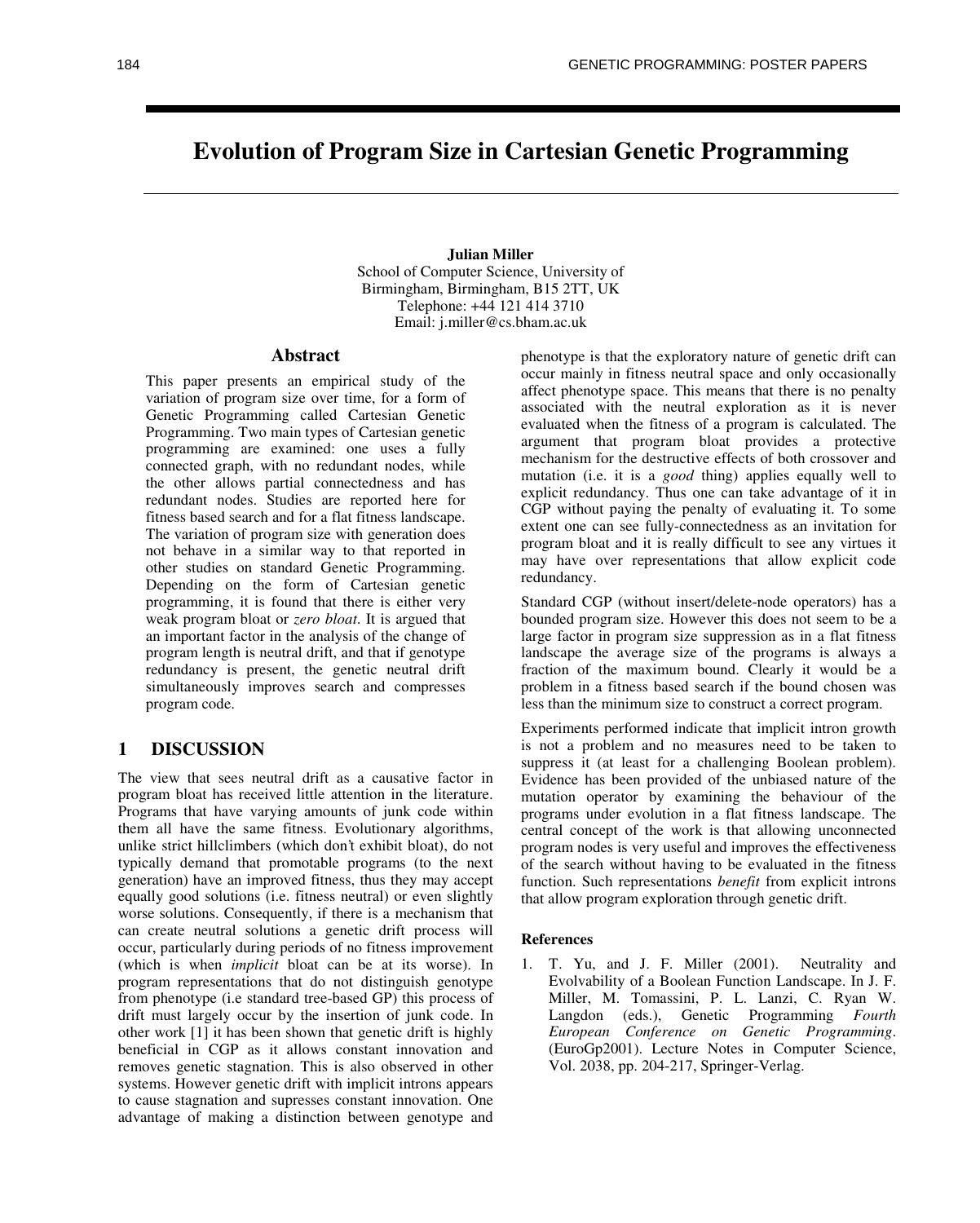# Evolution of Program Size in Cartesian Genetic Programming

**Julian Miller**
School of Computer Science, University of Birmingham, Birmingham, B15 2TT, UK
Telephone: +44 121 414 3710
Email: j.miller@cs.bham.ac.uk

## Abstract

This paper presents an empirical study of the variation of program size over time, for a form of Genetic Programming called Cartesian Genetic Programming. Two main types of Cartesian genetic programming are examined: one uses a fully connected graph, with no redundant nodes, while the other allows partial connectedness and has redundant nodes. Studies are reported here for fitness based search and for a flat fitness landscape. The variation of program size with generation does not behave in a similar way to that reported in other studies on standard Genetic Programming. Depending on the form of Cartesian genetic programming, it is found that there is either very weak program bloat or *zero bloat*. It is argued that an important factor in the analysis of the change of program length is neutral drift, and that if genotype redundancy is present, the genetic neutral drift simultaneously improves search and compresses program code.

## 1 DISCUSSION

The view that sees neutral drift as a causative factor in program bloat has received little attention in the literature. Programs that have varying amounts of junk code within them all have the same fitness. Evolutionary algorithms, unlike strict hillclimbers (which don't exhibit bloat), do not typically demand that promotable programs (to the next generation) have an improved fitness, thus they may accept equally good solutions (i.e. fitness neutral) or even slightly worse solutions. Consequently, if there is a mechanism that can create neutral solutions a genetic drift process will occur, particularly during periods of no fitness improvement (which is when *implicit* bloat can be at its worse). In program representations that do not distinguish genotype from phenotype (i.e standard tree-based GP) this process of drift must largely occur by the insertion of junk code. In other work [1] it has been shown that genetic drift is highly beneficial in CGP as it allows constant innovation and removes genetic stagnation. This is also observed in other systems. However genetic drift with implicit introns appears to cause stagnation and supresses constant innovation. One advantage of making a distinction between genotype and phenotype is that the exploratory nature of genetic drift can occur mainly in fitness neutral space and only occasionally affect phenotype space. This means that there is no penalty associated with the neutral exploration as it is never evaluated when the fitness of a program is calculated. The argument that program bloat provides a protective mechanism for the destructive effects of both crossover and mutation (i.e. it is a *good* thing) applies equally well to explicit redundancy. Thus one can take advantage of it in CGP without paying the penalty of evaluating it. To some extent one can see fully-connectedness as an invitation for program bloat and it is really difficult to see any virtues it may have over representations that allow explicit code redundancy.

Standard CGP (without insert/delete-node operators) has a bounded program size. However this does not seem to be a large factor in program size suppression as in a flat fitness landscape the average size of the programs is always a fraction of the maximum bound. Clearly it would be a problem in a fitness based search if the bound chosen was less than the minimum size to construct a correct program.

Experiments performed indicate that implicit intron growth is not a problem and no measures need to be taken to suppress it (at least for a challenging Boolean problem). Evidence has been provided of the unbiased nature of the mutation operator by examining the behaviour of the programs under evolution in a flat fitness landscape. The central concept of the work is that allowing unconnected program nodes is very useful and improves the effectiveness of the search without having to be evaluated in the fitness function. Such representations *benefit* from explicit introns that allow program exploration through genetic drift.

### References

1. T. Yu, and J. F. Miller (2001). Neutrality and Evolvability of a Boolean Function Landscape. In J. F. Miller, M. Tomassini, P. L. Lanzi, C. Ryan W. Langdon (eds.), Genetic Programming *Fourth European Conference on Genetic Programming*. (EuroGp2001). Lecture Notes in Computer Science, Vol. 2038, pp. 204-217, Springer-Verlag.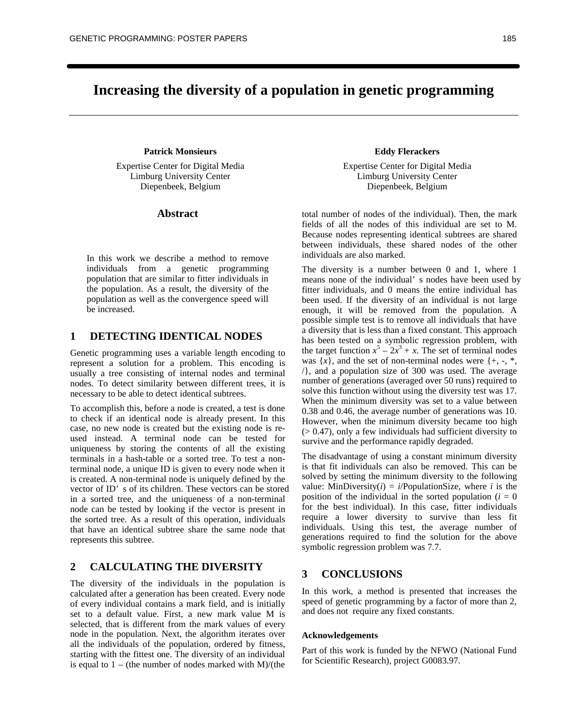# Increasing the diversity of a population in genetic programming

**Patrick Monsieurs**

Expertise Center for Digital Media
Limburg University Center
Diepenbeek, Belgium

**Eddy Flerackers**

Expertise Center for Digital Media
Limburg University Center
Diepenbeek, Belgium

## Abstract

In this work we describe a method to remove individuals from a genetic programming population that are similar to fitter individuals in the population. As a result, the diversity of the population as well as the convergence speed will be increased.

## 1 DETECTING IDENTICAL NODES

Genetic programming uses a variable length encoding to represent a solution for a problem. This encoding is usually a tree consisting of internal nodes and terminal nodes. To detect similarity between different trees, it is necessary to be able to detect identical subtrees.

To accomplish this, before a node is created, a test is done to check if an identical node is already present. In this case, no new node is created but the existing node is re-used instead. A terminal node can be tested for uniqueness by storing the contents of all the existing terminals in a hash-table or a sorted tree. To test a non-terminal node, a unique ID is given to every node when it is created. A non-terminal node is uniquely defined by the vector of ID's of its children. These vectors can be stored in a sorted tree, and the uniqueness of a non-terminal node can be tested by looking if the vector is present in the sorted tree. As a result of this operation, individuals that have an identical subtree share the same node that represents this subtree.

## 2 CALCULATING THE DIVERSITY

The diversity of the individuals in the population is calculated after a generation has been created. Every node of every individual contains a mark field, and is initially set to a default value. First, a new mark value M is selected, that is different from the mark values of every node in the population. Next, the algorithm iterates over all the individuals of the population, ordered by fitness, starting with the fittest one. The diversity of an individual is equal to 1 – (the number of nodes marked with M)/(the total number of nodes of the individual). Then, the mark fields of all the nodes of this individual are set to M. Because nodes representing identical subtrees are shared between individuals, these shared nodes of the other individuals are also marked.

The diversity is a number between 0 and 1, where 1 means none of the individual's nodes have been used by fitter individuals, and 0 means the entire individual has been used. If the diversity of an individual is not large enough, it will be removed from the population. A possible simple test is to remove all individuals that have a diversity that is less than a fixed constant. This approach has been tested on a symbolic regression problem, with the target function $x^5 - 2x^3 + x$. The set of terminal nodes was $\{x\}$, and the set of non-terminal nodes were {+, -, *, /}, and a population size of 300 was used. The average number of generations (averaged over 50 runs) required to solve this function without using the diversity test was 17. When the minimum diversity was set to a value between 0.38 and 0.46, the average number of generations was 10. However, when the minimum diversity became too high (> 0.47), only a few individuals had sufficient diversity to survive and the performance rapidly degraded.

The disadvantage of using a constant minimum diversity is that fit individuals can also be removed. This can be solved by setting the minimum diversity to the following value: MinDiversity($i$) = $i$/PopulationSize, where $i$ is the position of the individual in the sorted population ($i = 0$ for the best individual). In this case, fitter individuals require a lower diversity to survive than less fit individuals. Using this test, the average number of generations required to find the solution for the above symbolic regression problem was 7.7.

## 3 CONCLUSIONS

In this work, a method is presented that increases the speed of genetic programming by a factor of more than 2, and does not require any fixed constants.

### Acknowledgements

Part of this work is funded by the NFWO (National Fund for Scientific Research), project G0083.97.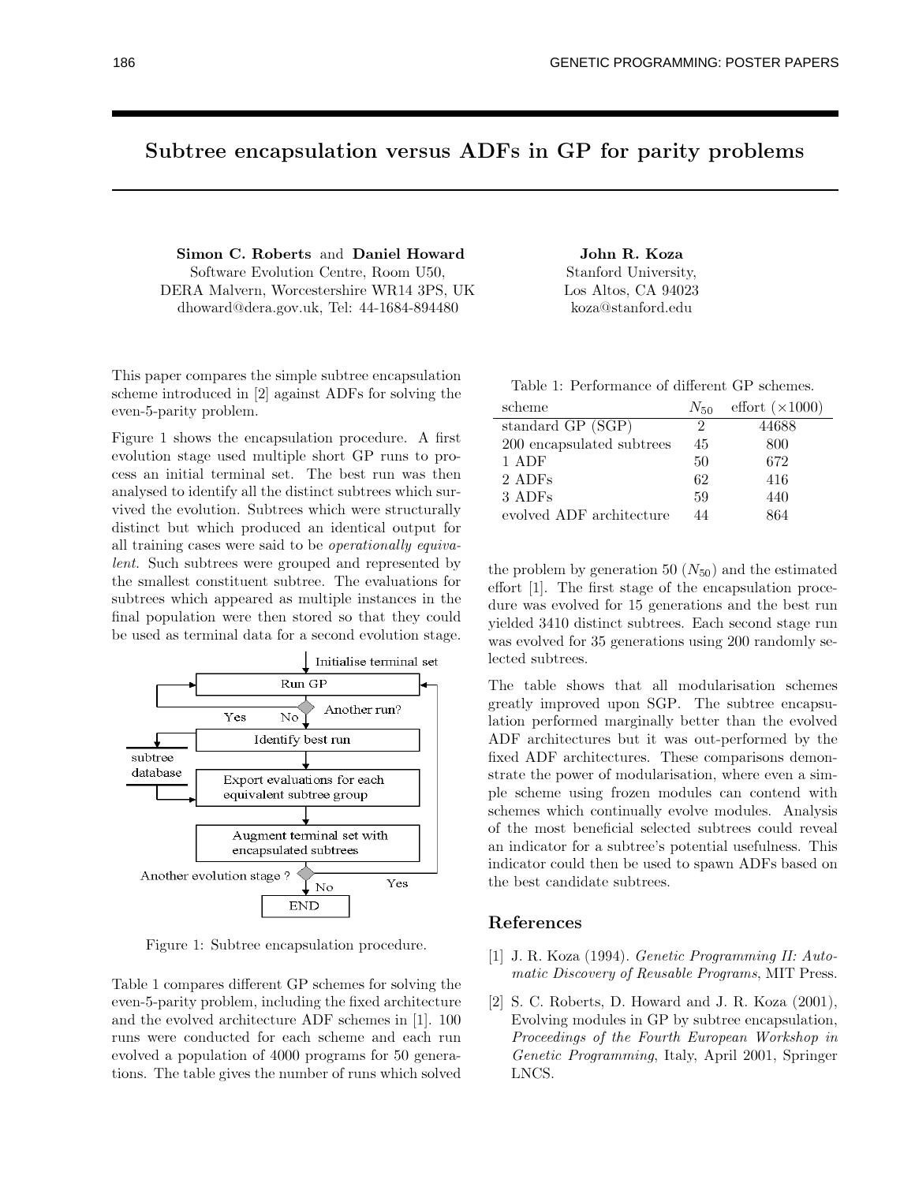# Subtree encapsulation versus ADFs in GP for parity problems

**Simon C. Roberts** and **Daniel Howard**
Software Evolution Centre, Room U50,
DERA Malvern, Worcestershire WR14 3PS, UK
dhoward@dera.gov.uk, Tel: 44-1684-894480

**John R. Koza**
Stanford University,
Los Altos, CA 94023
koza@stanford.edu

This paper compares the simple subtree encapsulation scheme introduced in [2] against ADFs for solving the even-5-parity problem.

Figure 1 shows the encapsulation procedure. A first evolution stage used multiple short GP runs to process an initial terminal set. The best run was then analysed to identify all the distinct subtrees which survived the evolution. Subtrees which were structurally distinct but which produced an identical output for all training cases were said to be *operationally equivalent*. Such subtrees were grouped and represented by the smallest constituent subtree. The evaluations for subtrees which appeared as multiple instances in the final population were then stored so that they could be used as terminal data for a second evolution stage.

Figure 1: Subtree encapsulation procedure.

Table 1 compares different GP schemes for solving the even-5-parity problem, including the fixed architecture and the evolved architecture ADF schemes in [1]. 100 runs were conducted for each scheme and each run evolved a population of 4000 programs for 50 generations. The table gives the number of runs which solved the problem by generation 50 ($N_{50}$) and the estimated effort [1]. The first stage of the encapsulation procedure was evolved for 15 generations and the best run yielded 3410 distinct subtrees. Each second stage run was evolved for 35 generations using 200 randomly selected subtrees.

Table 1: Performance of different GP schemes.

| scheme | $N_{50}$ | effort ($\times 1000$) |
|---|---|---|
| standard GP (SGP) | 2 | 44688 |
| 200 encapsulated subtrees | 45 | 800 |
| 1 ADF | 50 | 672 |
| 2 ADFs | 62 | 416 |
| 3 ADFs | 59 | 440 |
| evolved ADF architecture | 44 | 864 |

The table shows that all modularisation schemes greatly improved upon SGP. The subtree encapsulation performed marginally better than the evolved ADF architectures but it was out-performed by the fixed ADF architectures. These comparisons demonstrate the power of modularisation, where even a simple scheme using frozen modules can contend with schemes which continually evolve modules. Analysis of the most beneficial selected subtrees could reveal an indicator for a subtree's potential usefulness. This indicator could then be used to spawn ADFs based on the best candidate subtrees.

## References

[1] J. R. Koza (1994). *Genetic Programming II: Automatic Discovery of Reusable Programs*, MIT Press.

[2] S. C. Roberts, D. Howard and J. R. Koza (2001), Evolving modules in GP by subtree encapsulation, *Proceedings of the Fourth European Workshop in Genetic Programming*, Italy, April 2001, Springer LNCS.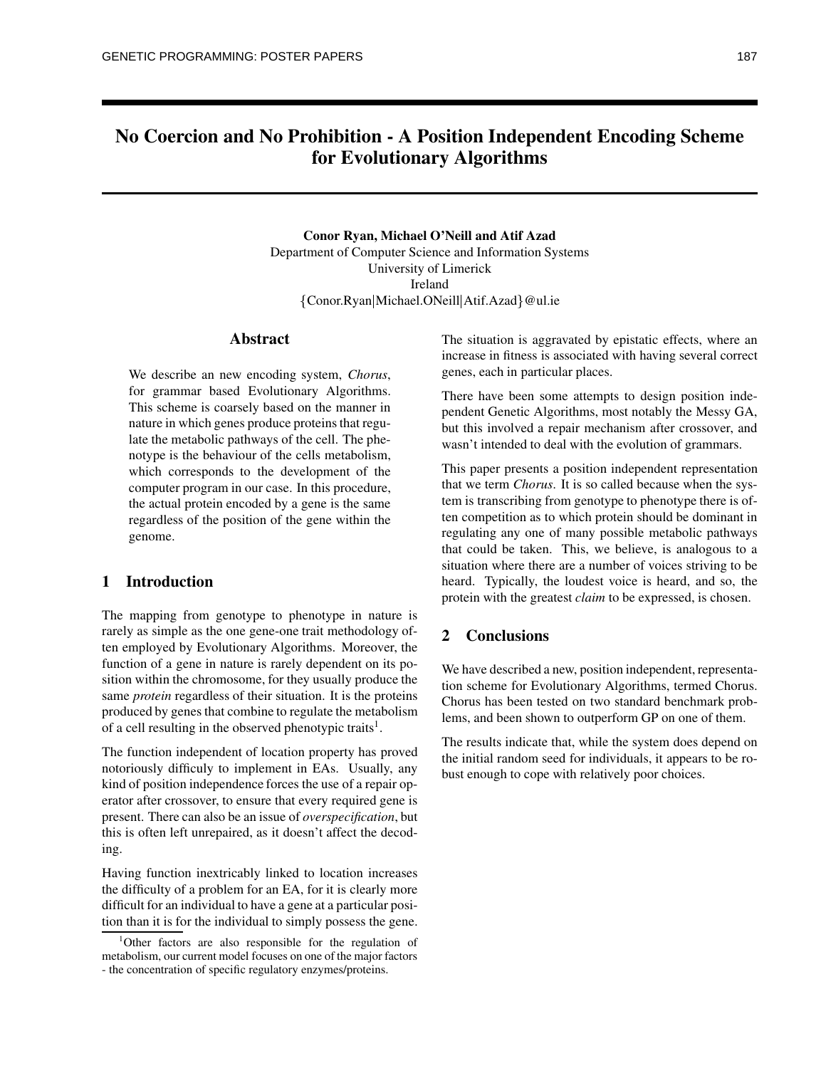# No Coercion and No Prohibition - A Position Independent Encoding Scheme for Evolutionary Algorithms

**Conor Ryan, Michael O'Neill and Atif Azad**
Department of Computer Science and Information Systems
University of Limerick
Ireland
{Conor.Ryan|Michael.ONeill|Atif.Azad}@ul.ie

## Abstract

We describe an new encoding system, *Chorus*, for grammar based Evolutionary Algorithms. This scheme is coarsely based on the manner in nature in which genes produce proteins that regulate the metabolic pathways of the cell. The phenotype is the behaviour of the cells metabolism, which corresponds to the development of the computer program in our case. In this procedure, the actual protein encoded by a gene is the same regardless of the position of the gene within the genome.

## 1 Introduction

The mapping from genotype to phenotype in nature is rarely as simple as the one gene-one trait methodology often employed by Evolutionary Algorithms. Moreover, the function of a gene in nature is rarely dependent on its position within the chromosome, for they usually produce the same *protein* regardless of their situation. It is the proteins produced by genes that combine to regulate the metabolism of a cell resulting in the observed phenotypic traits[1].

The function independent of location property has proved notoriously difficuly to implement in EAs. Usually, any kind of position independence forces the use of a repair operator after crossover, to ensure that every required gene is present. There can also be an issue of *overspecification*, but this is often left unrepaired, as it doesn't affect the decoding.

Having function inextricably linked to location increases the difficulty of a problem for an EA, for it is clearly more difficult for an individual to have a gene at a particular position than it is for the individual to simply possess the gene. The situation is aggravated by epistatic effects, where an increase in fitness is associated with having several correct genes, each in particular places.

There have been some attempts to design position independent Genetic Algorithms, most notably the Messy GA, but this involved a repair mechanism after crossover, and wasn't intended to deal with the evolution of grammars.

This paper presents a position independent representation that we term *Chorus*. It is so called because when the system is transcribing from genotype to phenotype there is often competition as to which protein should be dominant in regulating any one of many possible metabolic pathways that could be taken. This, we believe, is analogous to a situation where there are a number of voices striving to be heard. Typically, the loudest voice is heard, and so, the protein with the greatest *claim* to be expressed, is chosen.

## 2 Conclusions

We have described a new, position independent, representation scheme for Evolutionary Algorithms, termed Chorus. Chorus has been tested on two standard benchmark problems, and been shown to outperform GP on one of them.

The results indicate that, while the system does depend on the initial random seed for individuals, it appears to be robust enough to cope with relatively poor choices.

[1] Other factors are also responsible for the regulation of metabolism, our current model focuses on one of the major factors - the concentration of specific regulatory enzymes/proteins.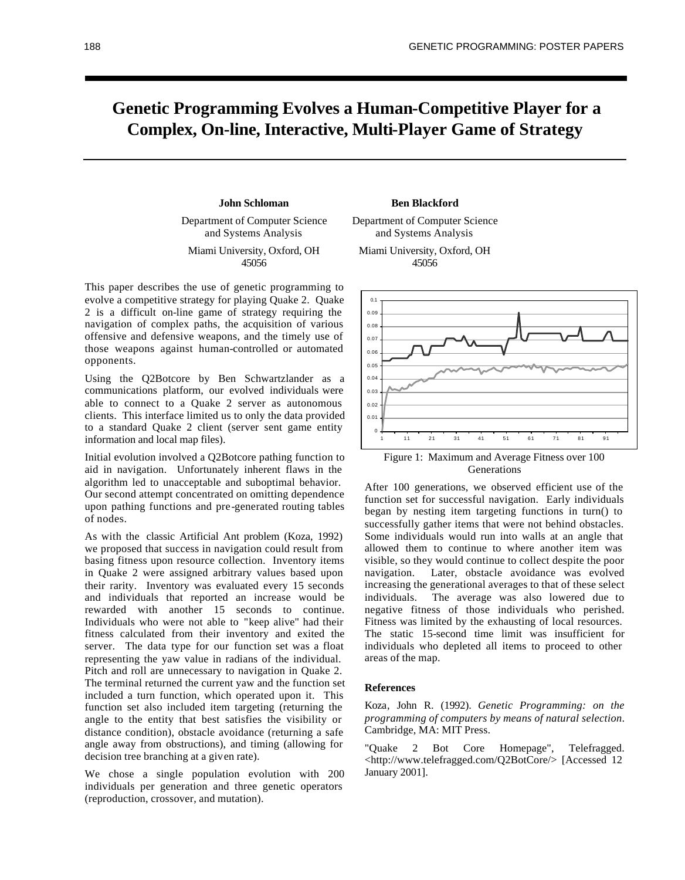# Genetic Programming Evolves a Human-Competitive Player for a Complex, On-line, Interactive, Multi-Player Game of Strategy

**John Schloman**
Department of Computer Science and Systems Analysis
Miami University, Oxford, OH 45056

**Ben Blackford**
Department of Computer Science and Systems Analysis
Miami University, Oxford, OH 45056

This paper describes the use of genetic programming to evolve a competitive strategy for playing Quake 2. Quake 2 is a difficult on-line game of strategy requiring the navigation of complex paths, the acquisition of various offensive and defensive weapons, and the timely use of those weapons against human-controlled or automated opponents.

Using the Q2Botcore by Ben Schwartzlander as a communications platform, our evolved individuals were able to connect to a Quake 2 server as autonomous clients. This interface limited us to only the data provided to a standard Quake 2 client (server sent game entity information and local map files).

Initial evolution involved a Q2Botcore pathing function to aid in navigation. Unfortunately inherent flaws in the algorithm led to unacceptable and suboptimal behavior. Our second attempt concentrated on omitting dependence upon pathing functions and pre-generated routing tables of nodes.

As with the classic Artificial Ant problem (Koza, 1992) we proposed that success in navigation could result from basing fitness upon resource collection. Inventory items in Quake 2 were assigned arbitrary values based upon their rarity. Inventory was evaluated every 15 seconds and individuals that reported an increase would be rewarded with another 15 seconds to continue. Individuals who were not able to "keep alive" had their fitness calculated from their inventory and exited the server. The data type for our function set was a float representing the yaw value in radians of the individual. Pitch and roll are unnecessary to navigation in Quake 2. The terminal returned the current yaw and the function set included a turn function, which operated upon it. This function set also included item targeting (returning the angle to the entity that best satisfies the visibility or distance condition), obstacle avoidance (returning a safe angle away from obstructions), and timing (allowing for decision tree branching at a given rate).

We chose a single population evolution with 200 individuals per generation and three genetic operators (reproduction, crossover, and mutation).

Figure 1: Maximum and Average Fitness over 100 Generations

After 100 generations, we observed efficient use of the function set for successful navigation. Early individuals began by nesting item targeting functions in turn() to successfully gather items that were not behind obstacles. Some individuals would run into walls at an angle that allowed them to continue to where another item was visible, so they would continue to collect despite the poor navigation. Later, obstacle avoidance was evolved increasing the generational averages to that of these select individuals. The average was also lowered due to negative fitness of those individuals who perished. Fitness was limited by the exhausting of local resources. The static 15-second time limit was insufficient for individuals who depleted all items to proceed to other areas of the map.

### References

Koza, John R. (1992). *Genetic Programming: on the programming of computers by means of natural selection.* Cambridge, MA: MIT Press.

"Quake 2 Bot Core Homepage", Telefragged. <http://www.telefragged.com/Q2BotCore/> [Accessed 12 January 2001].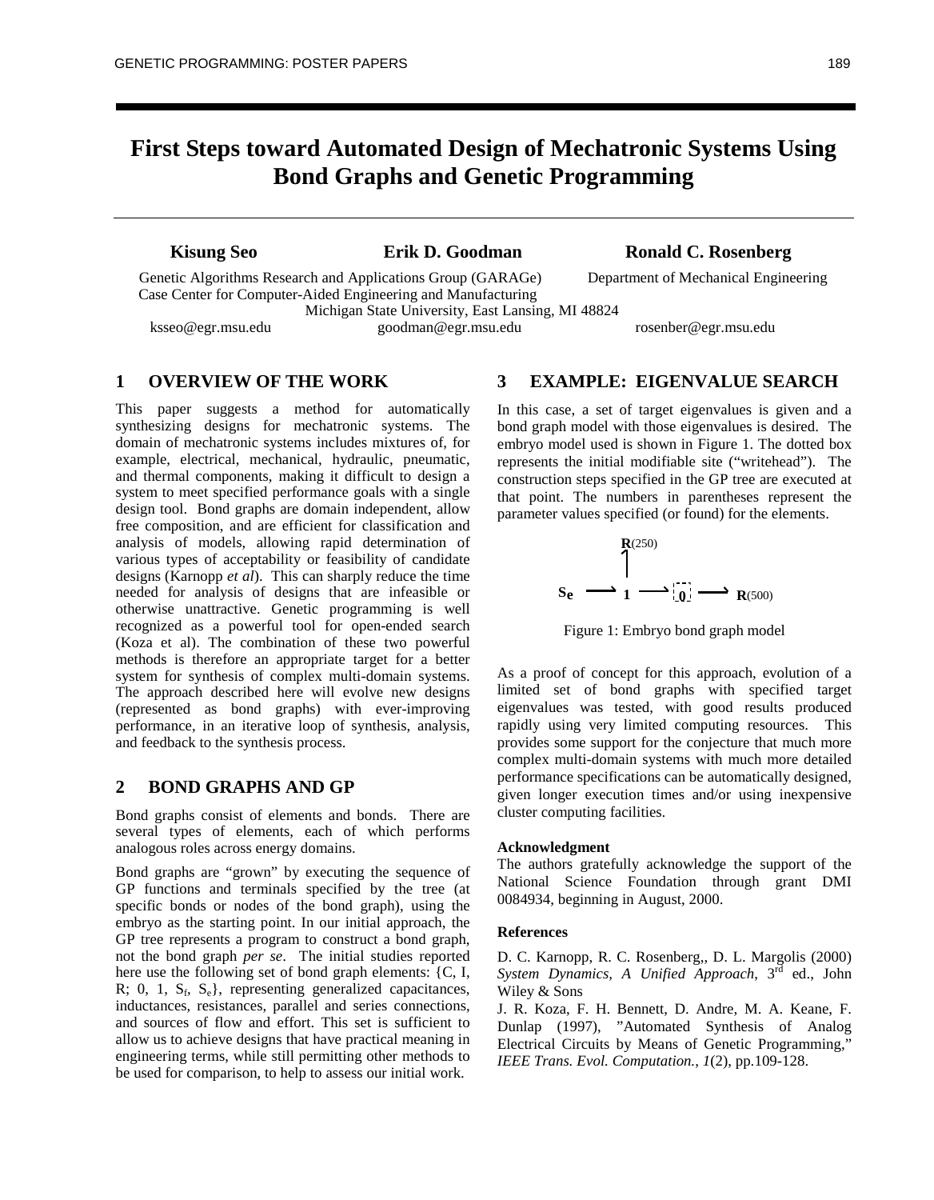# First Steps toward Automated Design of Mechatronic Systems Using Bond Graphs and Genetic Programming

**Kisung Seo** **Erik D. Goodman** **Ronald C. Rosenberg**

Genetic Algorithms Research and Applications Group (GARAGe)
Case Center for Computer-Aided Engineering and Manufacturing
Department of Mechanical Engineering
Michigan State University, East Lansing, MI 48824
ksseo@egr.msu.edu goodman@egr.msu.edu rosenber@egr.msu.edu

## 1 OVERVIEW OF THE WORK

This paper suggests a method for automatically synthesizing designs for mechatronic systems. The domain of mechatronic systems includes mixtures of, for example, electrical, mechanical, hydraulic, pneumatic, and thermal components, making it difficult to design a system to meet specified performance goals with a single design tool. Bond graphs are domain independent, allow free composition, and are efficient for classification and analysis of models, allowing rapid determination of various types of acceptability or feasibility of candidate designs (Karnopp *et al*). This can sharply reduce the time needed for analysis of designs that are infeasible or otherwise unattractive. Genetic programming is well recognized as a powerful tool for open-ended search (Koza et al). The combination of these two powerful methods is therefore an appropriate target for a better system for synthesis of complex multi-domain systems. The approach described here will evolve new designs (represented as bond graphs) with ever-improving performance, in an iterative loop of synthesis, analysis, and feedback to the synthesis process.

## 2 BOND GRAPHS AND GP

Bond graphs consist of elements and bonds. There are several types of elements, each of which performs analogous roles across energy domains.

Bond graphs are "grown" by executing the sequence of GP functions and terminals specified by the tree (at specific bonds or nodes of the bond graph), using the embryo as the starting point. In our initial approach, the GP tree represents a program to construct a bond graph, not the bond graph *per se*. The initial studies reported here use the following set of bond graph elements: {C, I, R; 0, 1, $S_f$, $S_e$}, representing generalized capacitances, inductances, resistances, parallel and series connections, and sources of flow and effort. This set is sufficient to allow us to achieve designs that have practical meaning in engineering terms, while still permitting other methods to be used for comparison, to help to assess our initial work.

## 3 EXAMPLE: EIGENVALUE SEARCH

In this case, a set of target eigenvalues is given and a bond graph model with those eigenvalues is desired. The embryo model used is shown in Figure 1. The dotted box represents the initial modifiable site ("writehead"). The construction steps specified in the GP tree are executed at that point. The numbers in parentheses represent the parameter values specified (or found) for the elements.

**R**(250)

**Se** ⟶ **1** ⟶ **0** ⟶ **R**(500)

Figure 1: Embryo bond graph model

As a proof of concept for this approach, evolution of a limited set of bond graphs with specified target eigenvalues was tested, with good results produced rapidly using very limited computing resources. This provides some support for the conjecture that much more complex multi-domain systems with much more detailed performance specifications can be automatically designed, given longer execution times and/or using inexpensive cluster computing facilities.

### Acknowledgment

The authors gratefully acknowledge the support of the National Science Foundation through grant DMI 0084934, beginning in August, 2000.

### References

D. C. Karnopp, R. C. Rosenberg,, D. L. Margolis (2000) *System Dynamics, A Unified Approach*, 3rd ed., John Wiley & Sons

J. R. Koza, F. H. Bennett, D. Andre, M. A. Keane, F. Dunlap (1997), "Automated Synthesis of Analog Electrical Circuits by Means of Genetic Programming," *IEEE Trans. Evol. Computation., 1*(2), pp.109-128.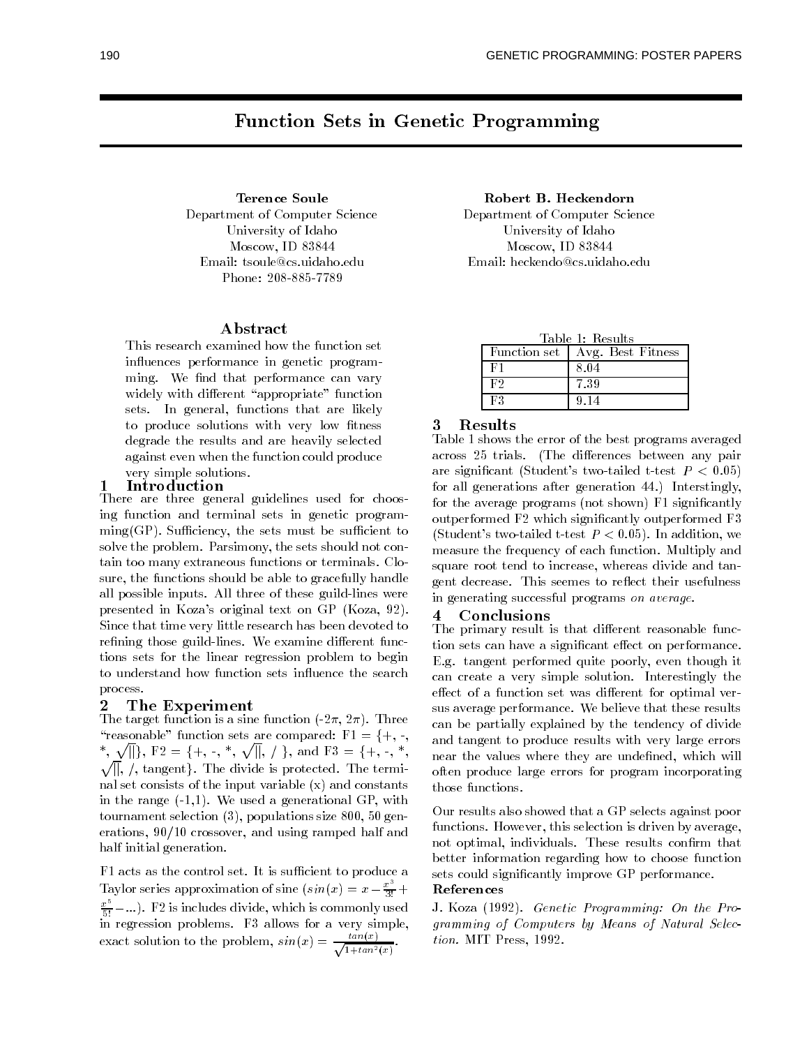# Function Sets in Genetic Programming

**Terence Soule**
Department of Computer Science
University of Idaho
Moscow, ID 83844
Email: tsoule@cs.uidaho.edu
Phone: 208-885-7789

**Robert B. Heckendorn**
Department of Computer Science
University of Idaho
Moscow, ID 83844
Email: heckendo@cs.uidaho.edu

## Abstract

This research examined how the function set influences performance in genetic programming. We find that performance can vary widely with different "appropriate" function sets. In general, functions that are likely to produce solutions with very low fitness degrade the results and are heavily selected against even when the function could produce very simple solutions.

## 1 Introduction

There are three general guidelines used for choosing function and terminal sets in genetic programming(GP). Sufficiency, the sets must be sufficient to solve the problem. Parsimony, the sets should not contain too many extraneous functions or terminals. Closure, the functions should be able to gracefully handle all possible inputs. All three of these guild-lines were presented in Koza's original text on GP (Koza, 92). Since that time very little research has been devoted to refining those guild-lines. We examine different functions sets for the linear regression problem to begin to understand how function sets influence the search process.

## 2 The Experiment

The target function is a sine function ($-2\pi$, $2\pi$). Three "reasonable" function sets are compared: F1 = {+, -, *, $\sqrt{||}$}, F2 = {+, -, *, $\sqrt{||}$, / }, and F3 = {+, -, *, $\sqrt{||}$, /, tangent}. The divide is protected. The terminal set consists of the input variable (x) and constants in the range (-1,1). We used a generational GP, with tournament selection (3), populations size 800, 50 generations, 90/10 crossover, and using ramped half and half initial generation.

F1 acts as the control set. It is sufficient to produce a Taylor series approximation of sine ($sin(x) = x - \frac{x^3}{3!} + \frac{x^5}{5!} - ...$). F2 is includes divide, which is commonly used in regression problems. F3 allows for a very simple, exact solution to the problem, $sin(x) = \frac{tan(x)}{\sqrt{1+tan^2(x)}}$.

Table 1: Results

| Function set | Avg. Best Fitness |
|---|---|
| F1 | 8.04 |
| F2 | 7.39 |
| F3 | 9.14 |

## 3 Results

Table 1 shows the error of the best programs averaged across 25 trials. (The differences between any pair are significant (Student's two-tailed t-test $P < 0.05$) for all generations after generation 44.) Interstingly, for the average programs (not shown) F1 significantly outperformed F2 which significantly outperformed F3 (Student's two-tailed t-test $P < 0.05$). In addition, we measure the frequency of each function. Multiply and square root tend to increase, whereas divide and tangent decrease. This seemes to reflect their usefulness in generating successful programs *on average*.

## 4 Conclusions

The primary result is that different reasonable function sets can have a significant effect on performance. E.g. tangent performed quite poorly, even though it can create a very simple solution. Interestingly the effect of a function set was different for optimal versus average performance. We believe that these results can be partially explained by the tendency of divide and tangent to produce results with very large errors near the values where they are undefined, which will often produce large errors for program incorporating those functions.

Our results also showed that a GP selects against poor functions. However, this selection is driven by average, not optimal, individuals. These results confirm that better information regarding how to choose function sets could significantly improve GP performance.

### References

J. Koza (1992). *Genetic Programming: On the Programming of Computers by Means of Natural Selection.* MIT Press, 1992.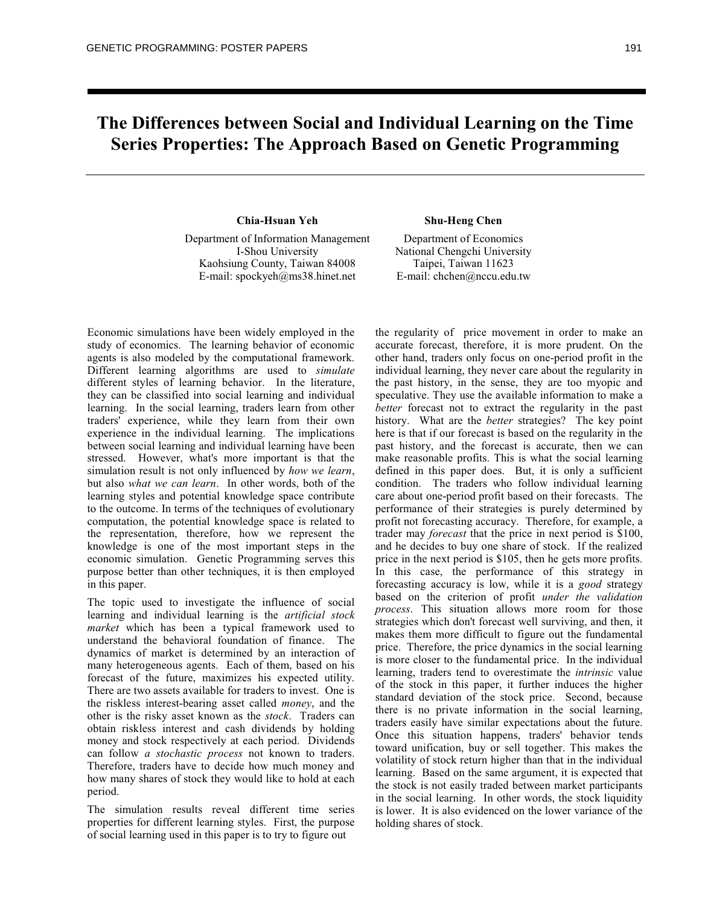# The Differences between Social and Individual Learning on the Time Series Properties: The Approach Based on Genetic Programming

**Chia-Hsuan Yeh**

Department of Information Management
I-Shou University
Kaohsiung County, Taiwan 84008
E-mail: spockyeh@ms38.hinet.net

**Shu-Heng Chen**

Department of Economics
National Chengchi University
Taipei, Taiwan 11623
E-mail: chchen@nccu.edu.tw

Economic simulations have been widely employed in the study of economics. The learning behavior of economic agents is also modeled by the computational framework. Different learning algorithms are used to *simulate* different styles of learning behavior. In the literature, they can be classified into social learning and individual learning. In the social learning, traders learn from other traders' experience, while they learn from their own experience in the individual learning. The implications between social learning and individual learning have been stressed. However, what's more important is that the simulation result is not only influenced by *how we learn*, but also *what we can learn*. In other words, both of the learning styles and potential knowledge space contribute to the outcome. In terms of the techniques of evolutionary computation, the potential knowledge space is related to the representation, therefore, how we represent the knowledge is one of the most important steps in the economic simulation. Genetic Programming serves this purpose better than other techniques, it is then employed in this paper.

The topic used to investigate the influence of social learning and individual learning is the *artificial stock market* which has been a typical framework used to understand the behavioral foundation of finance. The dynamics of market is determined by an interaction of many heterogeneous agents. Each of them, based on his forecast of the future, maximizes his expected utility. There are two assets available for traders to invest. One is the riskless interest-bearing asset called *money*, and the other is the risky asset known as the *stock*. Traders can obtain riskless interest and cash dividends by holding money and stock respectively at each period. Dividends can follow *a stochastic process* not known to traders. Therefore, traders have to decide how much money and how many shares of stock they would like to hold at each period.

The simulation results reveal different time series properties for different learning styles. First, the purpose of social learning used in this paper is to try to figure out the regularity of price movement in order to make an accurate forecast, therefore, it is more prudent. On the other hand, traders only focus on one-period profit in the individual learning, they never care about the regularity in the past history, in the sense, they are too myopic and speculative. They use the available information to make a *better* forecast not to extract the regularity in the past history. What are the *better* strategies? The key point here is that if our forecast is based on the regularity in the past history, and the forecast is accurate, then we can make reasonable profits. This is what the social learning defined in this paper does. But, it is only a sufficient condition. The traders who follow individual learning care about one-period profit based on their forecasts. The performance of their strategies is purely determined by profit not forecasting accuracy. Therefore, for example, a trader may *forecast* that the price in next period is $100, and he decides to buy one share of stock. If the realized price in the next period is $105, then he gets more profits. In this case, the performance of this strategy in forecasting accuracy is low, while it is a *good* strategy based on the criterion of profit *under the validation process*. This situation allows more room for those strategies which don't forecast well surviving, and then, it makes them more difficult to figure out the fundamental price. Therefore, the price dynamics in the social learning is more closer to the fundamental price. In the individual learning, traders tend to overestimate the *intrinsic* value of the stock in this paper, it further induces the higher standard deviation of the stock price. Second, because there is no private information in the social learning, traders easily have similar expectations about the future. Once this situation happens, traders' behavior tends toward unification, buy or sell together. This makes the volatility of stock return higher than that in the individual learning. Based on the same argument, it is expected that the stock is not easily traded between market participants in the social learning. In other words, the stock liquidity is lower. It is also evidenced on the lower variance of the holding shares of stock.